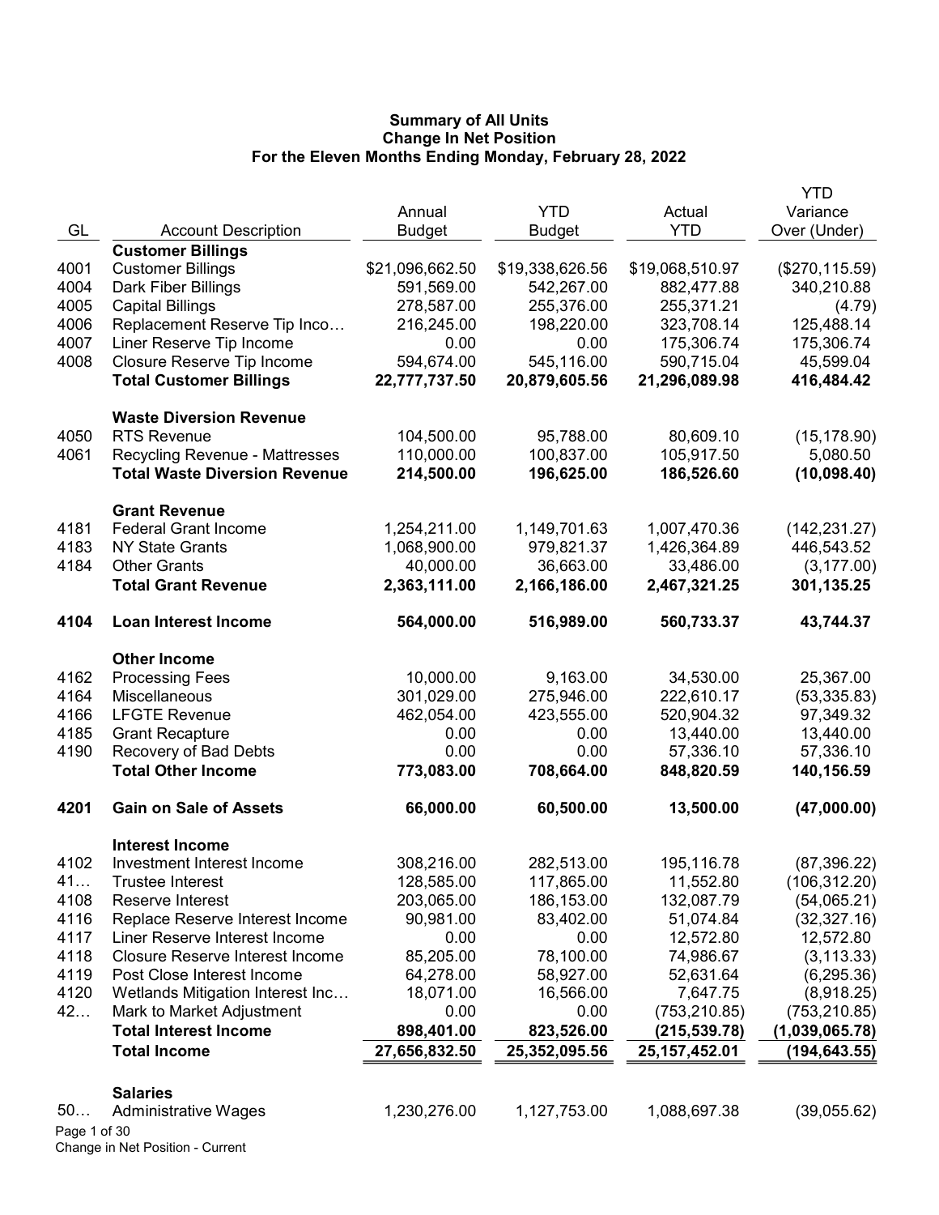**Summary of All Units**
**Change In Net Position**
**For the Eleven Months Ending Monday, February 28, 2022**

| GL | Account Description | Annual Budget | YTD Budget | Actual YTD | YTD Variance Over (Under) |
|---|---|---|---|---|---|
| | **Customer Billings** | | | | |
| 4001 | Customer Billings | $21,096,662.50 | $19,338,626.56 | $19,068,510.97 | ($270,115.59) |
| 4004 | Dark Fiber Billings | 591,569.00 | 542,267.00 | 882,477.88 | 340,210.88 |
| 4005 | Capital Billings | 278,587.00 | 255,376.00 | 255,371.21 | (4.79) |
| 4006 | Replacement Reserve Tip Inco… | 216,245.00 | 198,220.00 | 323,708.14 | 125,488.14 |
| 4007 | Liner Reserve Tip Income | 0.00 | 0.00 | 175,306.74 | 175,306.74 |
| 4008 | Closure Reserve Tip Income | 594,674.00 | 545,116.00 | 590,715.04 | 45,599.04 |
| | **Total Customer Billings** | **22,777,737.50** | **20,879,605.56** | **21,296,089.98** | **416,484.42** |
| | **Waste Diversion Revenue** | | | | |
| 4050 | RTS Revenue | 104,500.00 | 95,788.00 | 80,609.10 | (15,178.90) |
| 4061 | Recycling Revenue - Mattresses | 110,000.00 | 100,837.00 | 105,917.50 | 5,080.50 |
| | **Total Waste Diversion Revenue** | **214,500.00** | **196,625.00** | **186,526.60** | **(10,098.40)** |
| | **Grant Revenue** | | | | |
| 4181 | Federal Grant Income | 1,254,211.00 | 1,149,701.63 | 1,007,470.36 | (142,231.27) |
| 4183 | NY State Grants | 1,068,900.00 | 979,821.37 | 1,426,364.89 | 446,543.52 |
| 4184 | Other Grants | 40,000.00 | 36,663.00 | 33,486.00 | (3,177.00) |
| | **Total Grant Revenue** | **2,363,111.00** | **2,166,186.00** | **2,467,321.25** | **301,135.25** |
| **4104** | **Loan Interest Income** | **564,000.00** | **516,989.00** | **560,733.37** | **43,744.37** |
| | **Other Income** | | | | |
| 4162 | Processing Fees | 10,000.00 | 9,163.00 | 34,530.00 | 25,367.00 |
| 4164 | Miscellaneous | 301,029.00 | 275,946.00 | 222,610.17 | (53,335.83) |
| 4166 | LFGTE Revenue | 462,054.00 | 423,555.00 | 520,904.32 | 97,349.32 |
| 4185 | Grant Recapture | 0.00 | 0.00 | 13,440.00 | 13,440.00 |
| 4190 | Recovery of Bad Debts | 0.00 | 0.00 | 57,336.10 | 57,336.10 |
| | **Total Other Income** | **773,083.00** | **708,664.00** | **848,820.59** | **140,156.59** |
| **4201** | **Gain on Sale of Assets** | **66,000.00** | **60,500.00** | **13,500.00** | **(47,000.00)** |
| | **Interest Income** | | | | |
| 4102 | Investment Interest Income | 308,216.00 | 282,513.00 | 195,116.78 | (87,396.22) |
| 41… | Trustee Interest | 128,585.00 | 117,865.00 | 11,552.80 | (106,312.20) |
| 4108 | Reserve Interest | 203,065.00 | 186,153.00 | 132,087.79 | (54,065.21) |
| 4116 | Replace Reserve Interest Income | 90,981.00 | 83,402.00 | 51,074.84 | (32,327.16) |
| 4117 | Liner Reserve Interest Income | 0.00 | 0.00 | 12,572.80 | 12,572.80 |
| 4118 | Closure Reserve Interest Income | 85,205.00 | 78,100.00 | 74,986.67 | (3,113.33) |
| 4119 | Post Close Interest Income | 64,278.00 | 58,927.00 | 52,631.64 | (6,295.36) |
| 4120 | Wetlands Mitigation Interest Inc… | 18,071.00 | 16,566.00 | 7,647.75 | (8,918.25) |
| 42… | Mark to Market Adjustment | 0.00 | 0.00 | (753,210.85) | (753,210.85) |
| | **Total Interest Income** | **898,401.00** | **823,526.00** | **(215,539.78)** | **(1,039,065.78)** |
| | **Total Income** | **27,656,832.50** | **25,352,095.56** | **25,157,452.01** | **(194,643.55)** |
| | **Salaries** | | | | |
| 50… | Administrative Wages | 1,230,276.00 | 1,127,753.00 | 1,088,697.38 | (39,055.62) |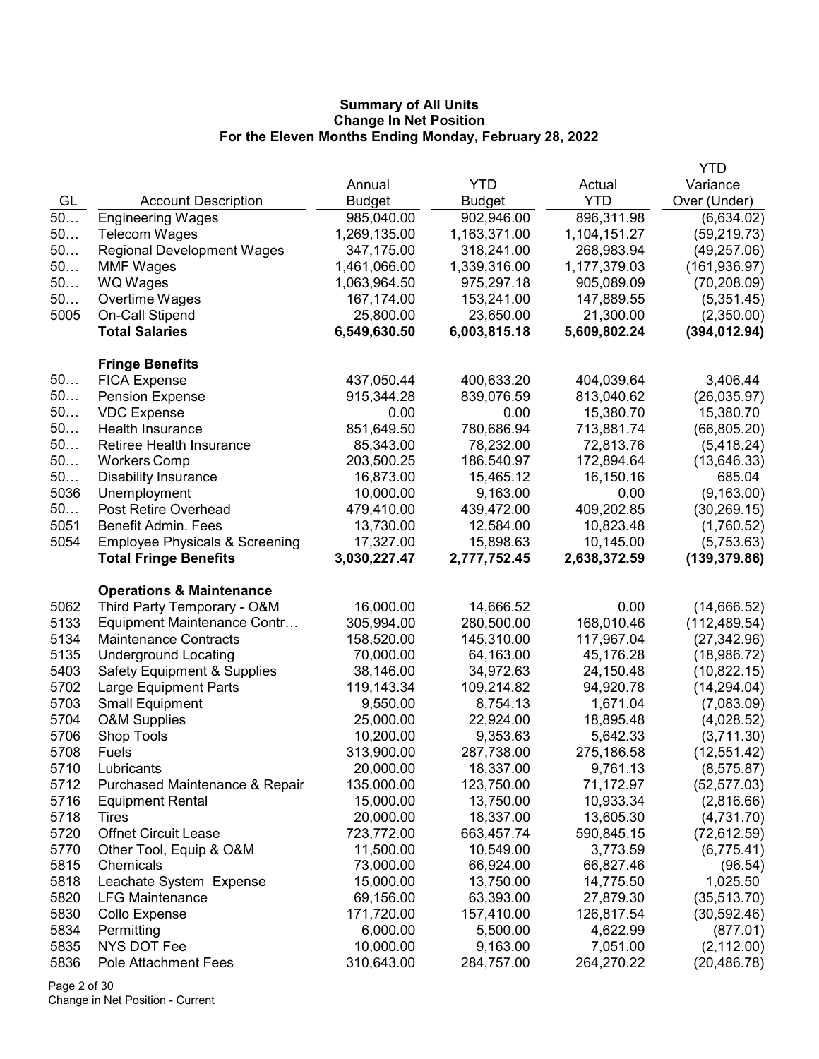**Summary of All Units**
**Change In Net Position**
**For the Eleven Months Ending Monday, February 28, 2022**

| GL | Account Description | Annual Budget | YTD Budget | Actual YTD | YTD Variance Over (Under) |
|---|---|---|---|---|---|
| 50… | Engineering Wages | 985,040.00 | 902,946.00 | 896,311.98 | (6,634.02) |
| 50… | Telecom Wages | 1,269,135.00 | 1,163,371.00 | 1,104,151.27 | (59,219.73) |
| 50… | Regional Development Wages | 347,175.00 | 318,241.00 | 268,983.94 | (49,257.06) |
| 50… | MMF Wages | 1,461,066.00 | 1,339,316.00 | 1,177,379.03 | (161,936.97) |
| 50… | WQ Wages | 1,063,964.50 | 975,297.18 | 905,089.09 | (70,208.09) |
| 50… | Overtime Wages | 167,174.00 | 153,241.00 | 147,889.55 | (5,351.45) |
| 5005 | On-Call Stipend | 25,800.00 | 23,650.00 | 21,300.00 | (2,350.00) |
| | **Total Salaries** | **6,549,630.50** | **6,003,815.18** | **5,609,802.24** | **(394,012.94)** |
| | **Fringe Benefits** | | | | |
| 50… | FICA Expense | 437,050.44 | 400,633.20 | 404,039.64 | 3,406.44 |
| 50… | Pension Expense | 915,344.28 | 839,076.59 | 813,040.62 | (26,035.97) |
| 50… | VDC Expense | 0.00 | 0.00 | 15,380.70 | 15,380.70 |
| 50… | Health Insurance | 851,649.50 | 780,686.94 | 713,881.74 | (66,805.20) |
| 50… | Retiree Health Insurance | 85,343.00 | 78,232.00 | 72,813.76 | (5,418.24) |
| 50… | Workers Comp | 203,500.25 | 186,540.97 | 172,894.64 | (13,646.33) |
| 50… | Disability Insurance | 16,873.00 | 15,465.12 | 16,150.16 | 685.04 |
| 5036 | Unemployment | 10,000.00 | 9,163.00 | 0.00 | (9,163.00) |
| 50… | Post Retire Overhead | 479,410.00 | 439,472.00 | 409,202.85 | (30,269.15) |
| 5051 | Benefit Admin. Fees | 13,730.00 | 12,584.00 | 10,823.48 | (1,760.52) |
| 5054 | Employee Physicals & Screening | 17,327.00 | 15,898.63 | 10,145.00 | (5,753.63) |
| | **Total Fringe Benefits** | **3,030,227.47** | **2,777,752.45** | **2,638,372.59** | **(139,379.86)** |
| | **Operations & Maintenance** | | | | |
| 5062 | Third Party Temporary - O&M | 16,000.00 | 14,666.52 | 0.00 | (14,666.52) |
| 5133 | Equipment Maintenance Contr… | 305,994.00 | 280,500.00 | 168,010.46 | (112,489.54) |
| 5134 | Maintenance Contracts | 158,520.00 | 145,310.00 | 117,967.04 | (27,342.96) |
| 5135 | Underground Locating | 70,000.00 | 64,163.00 | 45,176.28 | (18,986.72) |
| 5403 | Safety Equipment & Supplies | 38,146.00 | 34,972.63 | 24,150.48 | (10,822.15) |
| 5702 | Large Equipment Parts | 119,143.34 | 109,214.82 | 94,920.78 | (14,294.04) |
| 5703 | Small Equipment | 9,550.00 | 8,754.13 | 1,671.04 | (7,083.09) |
| 5704 | O&M Supplies | 25,000.00 | 22,924.00 | 18,895.48 | (4,028.52) |
| 5706 | Shop Tools | 10,200.00 | 9,353.63 | 5,642.33 | (3,711.30) |
| 5708 | Fuels | 313,900.00 | 287,738.00 | 275,186.58 | (12,551.42) |
| 5710 | Lubricants | 20,000.00 | 18,337.00 | 9,761.13 | (8,575.87) |
| 5712 | Purchased Maintenance & Repair | 135,000.00 | 123,750.00 | 71,172.97 | (52,577.03) |
| 5716 | Equipment Rental | 15,000.00 | 13,750.00 | 10,933.34 | (2,816.66) |
| 5718 | Tires | 20,000.00 | 18,337.00 | 13,605.30 | (4,731.70) |
| 5720 | Offnet Circuit Lease | 723,772.00 | 663,457.74 | 590,845.15 | (72,612.59) |
| 5770 | Other Tool, Equip & O&M | 11,500.00 | 10,549.00 | 3,773.59 | (6,775.41) |
| 5815 | Chemicals | 73,000.00 | 66,924.00 | 66,827.46 | (96.54) |
| 5818 | Leachate System Expense | 15,000.00 | 13,750.00 | 14,775.50 | 1,025.50 |
| 5820 | LFG Maintenance | 69,156.00 | 63,393.00 | 27,879.30 | (35,513.70) |
| 5830 | Collo Expense | 171,720.00 | 157,410.00 | 126,817.54 | (30,592.46) |
| 5834 | Permitting | 6,000.00 | 5,500.00 | 4,622.99 | (877.01) |
| 5835 | NYS DOT Fee | 10,000.00 | 9,163.00 | 7,051.00 | (2,112.00) |
| 5836 | Pole Attachment Fees | 310,643.00 | 284,757.00 | 264,270.22 | (20,486.78) |

Change in Net Position - Current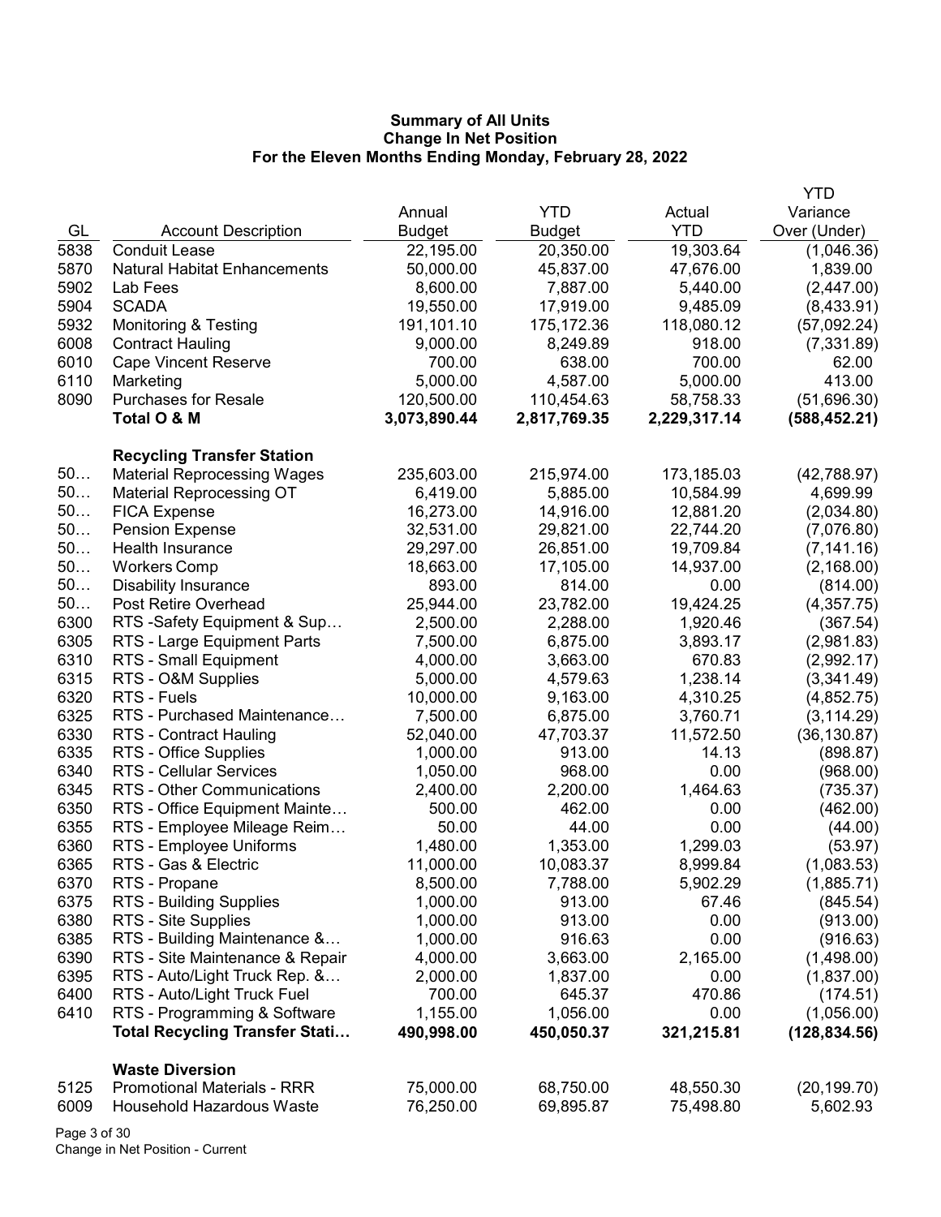**Summary of All Units**
**Change In Net Position**
**For the Eleven Months Ending Monday, February 28, 2022**

| GL | Account Description | Annual Budget | YTD Budget | Actual YTD | YTD Variance Over (Under) |
|---|---|---|---|---|---|
| 5838 | Conduit Lease | 22,195.00 | 20,350.00 | 19,303.64 | (1,046.36) |
| 5870 | Natural Habitat Enhancements | 50,000.00 | 45,837.00 | 47,676.00 | 1,839.00 |
| 5902 | Lab Fees | 8,600.00 | 7,887.00 | 5,440.00 | (2,447.00) |
| 5904 | SCADA | 19,550.00 | 17,919.00 | 9,485.09 | (8,433.91) |
| 5932 | Monitoring & Testing | 191,101.10 | 175,172.36 | 118,080.12 | (57,092.24) |
| 6008 | Contract Hauling | 9,000.00 | 8,249.89 | 918.00 | (7,331.89) |
| 6010 | Cape Vincent Reserve | 700.00 | 638.00 | 700.00 | 62.00 |
| 6110 | Marketing | 5,000.00 | 4,587.00 | 5,000.00 | 413.00 |
| 8090 | Purchases for Resale | 120,500.00 | 110,454.63 | 58,758.33 | (51,696.30) |
| | **Total O & M** | **3,073,890.44** | **2,817,769.35** | **2,229,317.14** | **(588,452.21)** |
| | | | | | |
| | **Recycling Transfer Station** | | | | |
| 50… | Material Reprocessing Wages | 235,603.00 | 215,974.00 | 173,185.03 | (42,788.97) |
| 50… | Material Reprocessing OT | 6,419.00 | 5,885.00 | 10,584.99 | 4,699.99 |
| 50… | FICA Expense | 16,273.00 | 14,916.00 | 12,881.20 | (2,034.80) |
| 50… | Pension Expense | 32,531.00 | 29,821.00 | 22,744.20 | (7,076.80) |
| 50… | Health Insurance | 29,297.00 | 26,851.00 | 19,709.84 | (7,141.16) |
| 50… | Workers Comp | 18,663.00 | 17,105.00 | 14,937.00 | (2,168.00) |
| 50… | Disability Insurance | 893.00 | 814.00 | 0.00 | (814.00) |
| 50… | Post Retire Overhead | 25,944.00 | 23,782.00 | 19,424.25 | (4,357.75) |
| 6300 | RTS -Safety Equipment & Sup… | 2,500.00 | 2,288.00 | 1,920.46 | (367.54) |
| 6305 | RTS - Large Equipment Parts | 7,500.00 | 6,875.00 | 3,893.17 | (2,981.83) |
| 6310 | RTS - Small Equipment | 4,000.00 | 3,663.00 | 670.83 | (2,992.17) |
| 6315 | RTS - O&M Supplies | 5,000.00 | 4,579.63 | 1,238.14 | (3,341.49) |
| 6320 | RTS - Fuels | 10,000.00 | 9,163.00 | 4,310.25 | (4,852.75) |
| 6325 | RTS - Purchased Maintenance… | 7,500.00 | 6,875.00 | 3,760.71 | (3,114.29) |
| 6330 | RTS - Contract Hauling | 52,040.00 | 47,703.37 | 11,572.50 | (36,130.87) |
| 6335 | RTS - Office Supplies | 1,000.00 | 913.00 | 14.13 | (898.87) |
| 6340 | RTS - Cellular Services | 1,050.00 | 968.00 | 0.00 | (968.00) |
| 6345 | RTS - Other Communications | 2,400.00 | 2,200.00 | 1,464.63 | (735.37) |
| 6350 | RTS - Office Equipment Mainte… | 500.00 | 462.00 | 0.00 | (462.00) |
| 6355 | RTS - Employee Mileage Reim… | 50.00 | 44.00 | 0.00 | (44.00) |
| 6360 | RTS - Employee Uniforms | 1,480.00 | 1,353.00 | 1,299.03 | (53.97) |
| 6365 | RTS - Gas & Electric | 11,000.00 | 10,083.37 | 8,999.84 | (1,083.53) |
| 6370 | RTS - Propane | 8,500.00 | 7,788.00 | 5,902.29 | (1,885.71) |
| 6375 | RTS - Building Supplies | 1,000.00 | 913.00 | 67.46 | (845.54) |
| 6380 | RTS - Site Supplies | 1,000.00 | 913.00 | 0.00 | (913.00) |
| 6385 | RTS - Building Maintenance &… | 1,000.00 | 916.63 | 0.00 | (916.63) |
| 6390 | RTS - Site Maintenance & Repair | 4,000.00 | 3,663.00 | 2,165.00 | (1,498.00) |
| 6395 | RTS - Auto/Light Truck Rep. &… | 2,000.00 | 1,837.00 | 0.00 | (1,837.00) |
| 6400 | RTS - Auto/Light Truck Fuel | 700.00 | 645.37 | 470.86 | (174.51) |
| 6410 | RTS - Programming & Software | 1,155.00 | 1,056.00 | 0.00 | (1,056.00) |
| | **Total Recycling Transfer Stati…** | **490,998.00** | **450,050.37** | **321,215.81** | **(128,834.56)** |
| | | | | | |
| | **Waste Diversion** | | | | |
| 5125 | Promotional Materials - RRR | 75,000.00 | 68,750.00 | 48,550.30 | (20,199.70) |
| 6009 | Household Hazardous Waste | 76,250.00 | 69,895.87 | 75,498.80 | 5,602.93 |

Change in Net Position - Current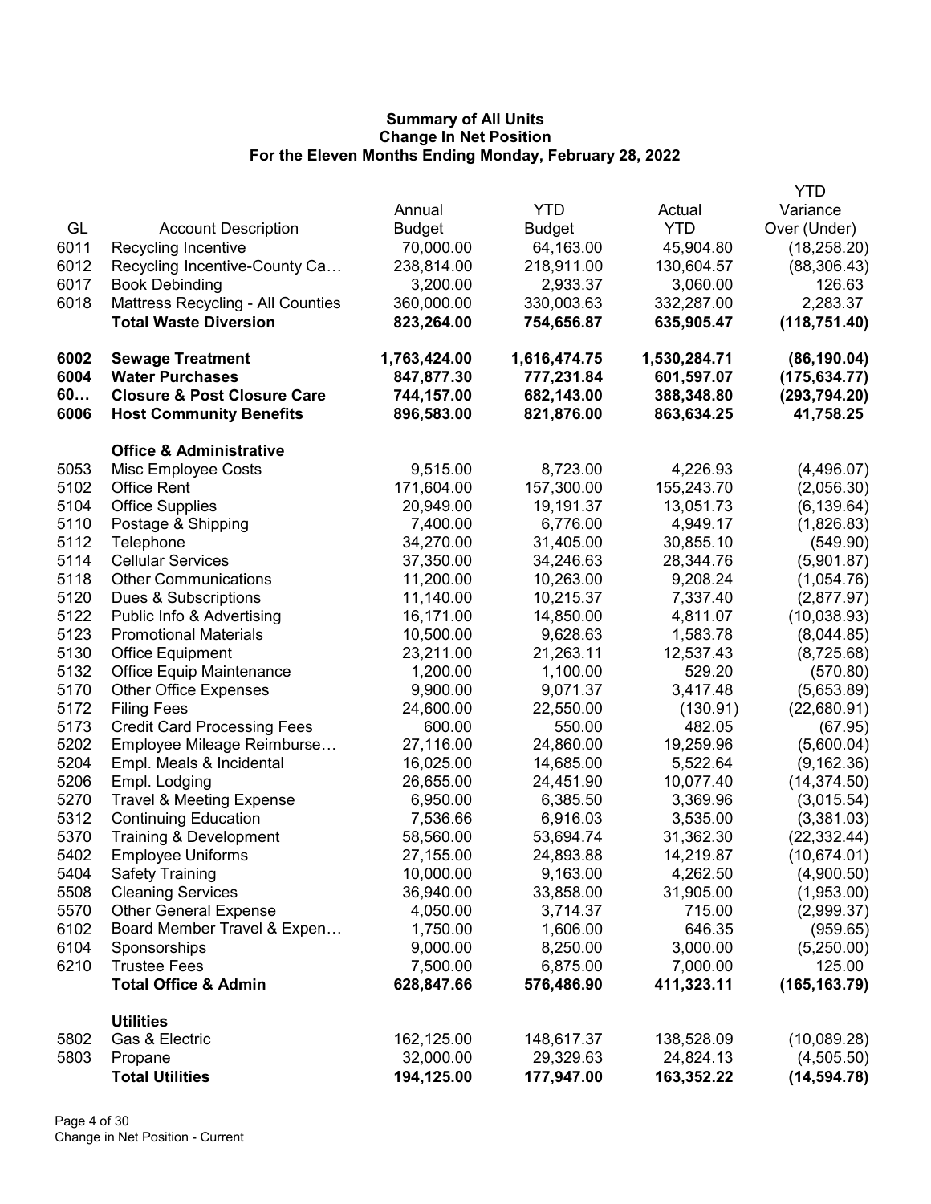**Summary of All Units**
**Change In Net Position**
**For the Eleven Months Ending Monday, February 28, 2022**

| GL | Account Description | Annual Budget | YTD Budget | Actual YTD | YTD Variance Over (Under) |
|---|---|---|---|---|---|
| 6011 | Recycling Incentive | 70,000.00 | 64,163.00 | 45,904.80 | (18,258.20) |
| 6012 | Recycling Incentive-County Ca… | 238,814.00 | 218,911.00 | 130,604.57 | (88,306.43) |
| 6017 | Book Debinding | 3,200.00 | 2,933.37 | 3,060.00 | 126.63 |
| 6018 | Mattress Recycling - All Counties | 360,000.00 | 330,003.63 | 332,287.00 | 2,283.37 |
| | **Total Waste Diversion** | **823,264.00** | **754,656.87** | **635,905.47** | **(118,751.40)** |
| | | | | | |
| **6002** | **Sewage Treatment** | **1,763,424.00** | **1,616,474.75** | **1,530,284.71** | **(86,190.04)** |
| **6004** | **Water Purchases** | **847,877.30** | **777,231.84** | **601,597.07** | **(175,634.77)** |
| **60…** | **Closure & Post Closure Care** | **744,157.00** | **682,143.00** | **388,348.80** | **(293,794.20)** |
| **6006** | **Host Community Benefits** | **896,583.00** | **821,876.00** | **863,634.25** | **41,758.25** |
| | | | | | |
| | **Office & Administrative** | | | | |
| 5053 | Misc Employee Costs | 9,515.00 | 8,723.00 | 4,226.93 | (4,496.07) |
| 5102 | Office Rent | 171,604.00 | 157,300.00 | 155,243.70 | (2,056.30) |
| 5104 | Office Supplies | 20,949.00 | 19,191.37 | 13,051.73 | (6,139.64) |
| 5110 | Postage & Shipping | 7,400.00 | 6,776.00 | 4,949.17 | (1,826.83) |
| 5112 | Telephone | 34,270.00 | 31,405.00 | 30,855.10 | (549.90) |
| 5114 | Cellular Services | 37,350.00 | 34,246.63 | 28,344.76 | (5,901.87) |
| 5118 | Other Communications | 11,200.00 | 10,263.00 | 9,208.24 | (1,054.76) |
| 5120 | Dues & Subscriptions | 11,140.00 | 10,215.37 | 7,337.40 | (2,877.97) |
| 5122 | Public Info & Advertising | 16,171.00 | 14,850.00 | 4,811.07 | (10,038.93) |
| 5123 | Promotional Materials | 10,500.00 | 9,628.63 | 1,583.78 | (8,044.85) |
| 5130 | Office Equipment | 23,211.00 | 21,263.11 | 12,537.43 | (8,725.68) |
| 5132 | Office Equip Maintenance | 1,200.00 | 1,100.00 | 529.20 | (570.80) |
| 5170 | Other Office Expenses | 9,900.00 | 9,071.37 | 3,417.48 | (5,653.89) |
| 5172 | Filing Fees | 24,600.00 | 22,550.00 | (130.91) | (22,680.91) |
| 5173 | Credit Card Processing Fees | 600.00 | 550.00 | 482.05 | (67.95) |
| 5202 | Employee Mileage Reimburse… | 27,116.00 | 24,860.00 | 19,259.96 | (5,600.04) |
| 5204 | Empl. Meals & Incidental | 16,025.00 | 14,685.00 | 5,522.64 | (9,162.36) |
| 5206 | Empl. Lodging | 26,655.00 | 24,451.90 | 10,077.40 | (14,374.50) |
| 5270 | Travel & Meeting Expense | 6,950.00 | 6,385.50 | 3,369.96 | (3,015.54) |
| 5312 | Continuing Education | 7,536.66 | 6,916.03 | 3,535.00 | (3,381.03) |
| 5370 | Training & Development | 58,560.00 | 53,694.74 | 31,362.30 | (22,332.44) |
| 5402 | Employee Uniforms | 27,155.00 | 24,893.88 | 14,219.87 | (10,674.01) |
| 5404 | Safety Training | 10,000.00 | 9,163.00 | 4,262.50 | (4,900.50) |
| 5508 | Cleaning Services | 36,940.00 | 33,858.00 | 31,905.00 | (1,953.00) |
| 5570 | Other General Expense | 4,050.00 | 3,714.37 | 715.00 | (2,999.37) |
| 6102 | Board Member Travel & Expen… | 1,750.00 | 1,606.00 | 646.35 | (959.65) |
| 6104 | Sponsorships | 9,000.00 | 8,250.00 | 3,000.00 | (5,250.00) |
| 6210 | Trustee Fees | 7,500.00 | 6,875.00 | 7,000.00 | 125.00 |
| | **Total Office & Admin** | **628,847.66** | **576,486.90** | **411,323.11** | **(165,163.79)** |
| | | | | | |
| | **Utilities** | | | | |
| 5802 | Gas & Electric | 162,125.00 | 148,617.37 | 138,528.09 | (10,089.28) |
| 5803 | Propane | 32,000.00 | 29,329.63 | 24,824.13 | (4,505.50) |
| | **Total Utilities** | **194,125.00** | **177,947.00** | **163,352.22** | **(14,594.78)** |

Change in Net Position - Current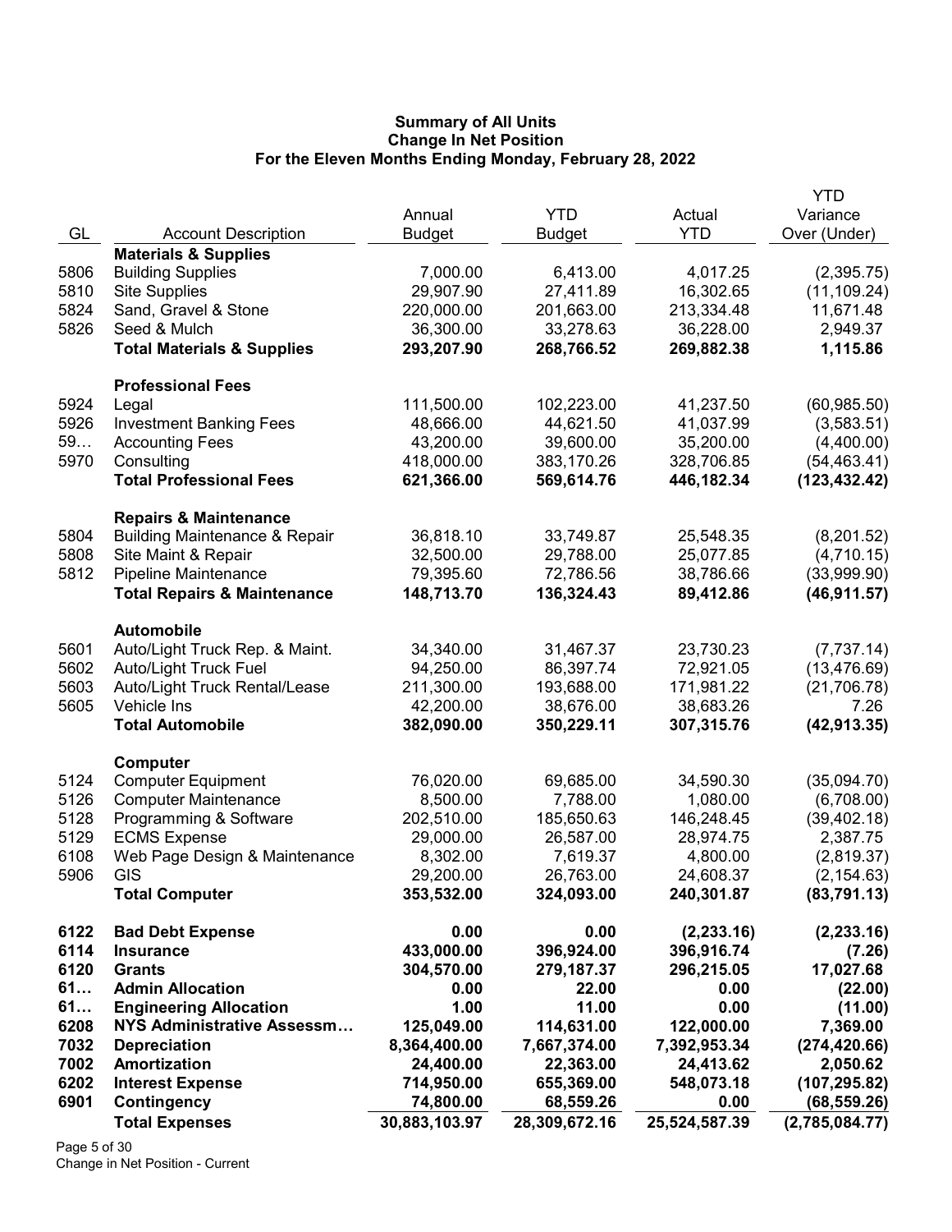# Summary of All Units
## Change In Net Position
### For the Eleven Months Ending Monday, February 28, 2022

| GL | Account Description | Annual Budget | YTD Budget | Actual YTD | YTD Variance Over (Under) |
|---|---|---|---|---|---|
| | **Materials & Supplies** | | | | |
| 5806 | Building Supplies | 7,000.00 | 6,413.00 | 4,017.25 | (2,395.75) |
| 5810 | Site Supplies | 29,907.90 | 27,411.89 | 16,302.65 | (11,109.24) |
| 5824 | Sand, Gravel & Stone | 220,000.00 | 201,663.00 | 213,334.48 | 11,671.48 |
| 5826 | Seed & Mulch | 36,300.00 | 33,278.63 | 36,228.00 | 2,949.37 |
| | **Total Materials & Supplies** | **293,207.90** | **268,766.52** | **269,882.38** | **1,115.86** |
| | **Professional Fees** | | | | |
| 5924 | Legal | 111,500.00 | 102,223.00 | 41,237.50 | (60,985.50) |
| 5926 | Investment Banking Fees | 48,666.00 | 44,621.50 | 41,037.99 | (3,583.51) |
| 59… | Accounting Fees | 43,200.00 | 39,600.00 | 35,200.00 | (4,400.00) |
| 5970 | Consulting | 418,000.00 | 383,170.26 | 328,706.85 | (54,463.41) |
| | **Total Professional Fees** | **621,366.00** | **569,614.76** | **446,182.34** | **(123,432.42)** |
| | **Repairs & Maintenance** | | | | |
| 5804 | Building Maintenance & Repair | 36,818.10 | 33,749.87 | 25,548.35 | (8,201.52) |
| 5808 | Site Maint & Repair | 32,500.00 | 29,788.00 | 25,077.85 | (4,710.15) |
| 5812 | Pipeline Maintenance | 79,395.60 | 72,786.56 | 38,786.66 | (33,999.90) |
| | **Total Repairs & Maintenance** | **148,713.70** | **136,324.43** | **89,412.86** | **(46,911.57)** |
| | **Automobile** | | | | |
| 5601 | Auto/Light Truck Rep. & Maint. | 34,340.00 | 31,467.37 | 23,730.23 | (7,737.14) |
| 5602 | Auto/Light Truck Fuel | 94,250.00 | 86,397.74 | 72,921.05 | (13,476.69) |
| 5603 | Auto/Light Truck Rental/Lease | 211,300.00 | 193,688.00 | 171,981.22 | (21,706.78) |
| 5605 | Vehicle Ins | 42,200.00 | 38,676.00 | 38,683.26 | 7.26 |
| | **Total Automobile** | **382,090.00** | **350,229.11** | **307,315.76** | **(42,913.35)** |
| | **Computer** | | | | |
| 5124 | Computer Equipment | 76,020.00 | 69,685.00 | 34,590.30 | (35,094.70) |
| 5126 | Computer Maintenance | 8,500.00 | 7,788.00 | 1,080.00 | (6,708.00) |
| 5128 | Programming & Software | 202,510.00 | 185,650.63 | 146,248.45 | (39,402.18) |
| 5129 | ECMS Expense | 29,000.00 | 26,587.00 | 28,974.75 | 2,387.75 |
| 6108 | Web Page Design & Maintenance | 8,302.00 | 7,619.37 | 4,800.00 | (2,819.37) |
| 5906 | GIS | 29,200.00 | 26,763.00 | 24,608.37 | (2,154.63) |
| | **Total Computer** | **353,532.00** | **324,093.00** | **240,301.87** | **(83,791.13)** |
| **6122** | **Bad Debt Expense** | **0.00** | **0.00** | **(2,233.16)** | **(2,233.16)** |
| **6114** | **Insurance** | **433,000.00** | **396,924.00** | **396,916.74** | **(7.26)** |
| **6120** | **Grants** | **304,570.00** | **279,187.37** | **296,215.05** | **17,027.68** |
| **61…** | **Admin Allocation** | **0.00** | **22.00** | **0.00** | **(22.00)** |
| **61…** | **Engineering Allocation** | **1.00** | **11.00** | **0.00** | **(11.00)** |
| **6208** | **NYS Administrative Assessm…** | **125,049.00** | **114,631.00** | **122,000.00** | **7,369.00** |
| **7032** | **Depreciation** | **8,364,400.00** | **7,667,374.00** | **7,392,953.34** | **(274,420.66)** |
| **7002** | **Amortization** | **24,400.00** | **22,363.00** | **24,413.62** | **2,050.62** |
| **6202** | **Interest Expense** | **714,950.00** | **655,369.00** | **548,073.18** | **(107,295.82)** |
| **6901** | **Contingency** | **74,800.00** | **68,559.26** | **0.00** | **(68,559.26)** |
| | **Total Expenses** | **30,883,103.97** | **28,309,672.16** | **25,524,587.39** | **(2,785,084.77)** |

Change in Net Position - Current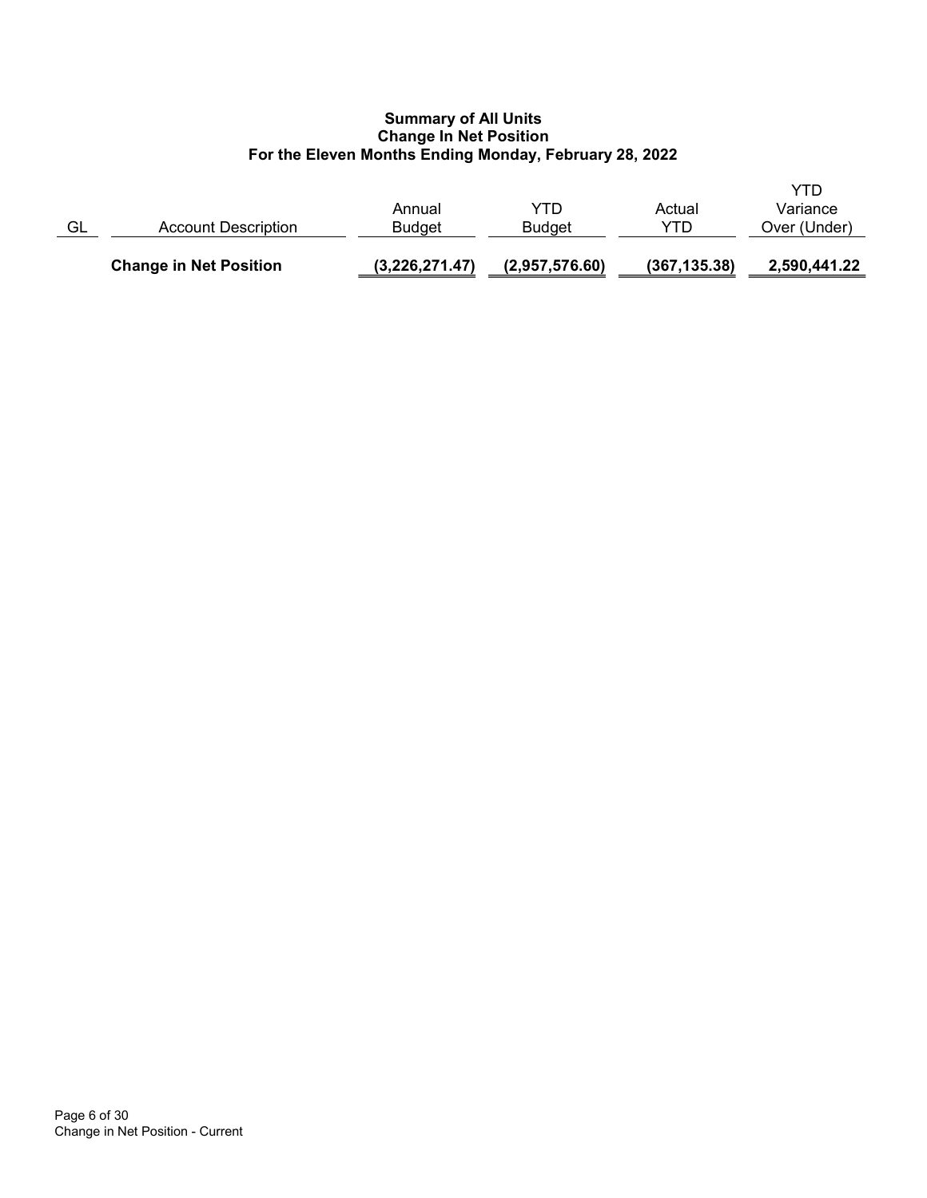**Summary of All Units**
**Change In Net Position**
**For the Eleven Months Ending Monday, February 28, 2022**

| GL | Account Description | Annual Budget | YTD Budget | Actual YTD | YTD Variance Over (Under) |
|---|---|---|---|---|---|
| | **Change in Net Position** | **(3,226,271.47)** | **(2,957,576.60)** | **(367,135.38)** | **2,590,441.22** |

Change in Net Position - Current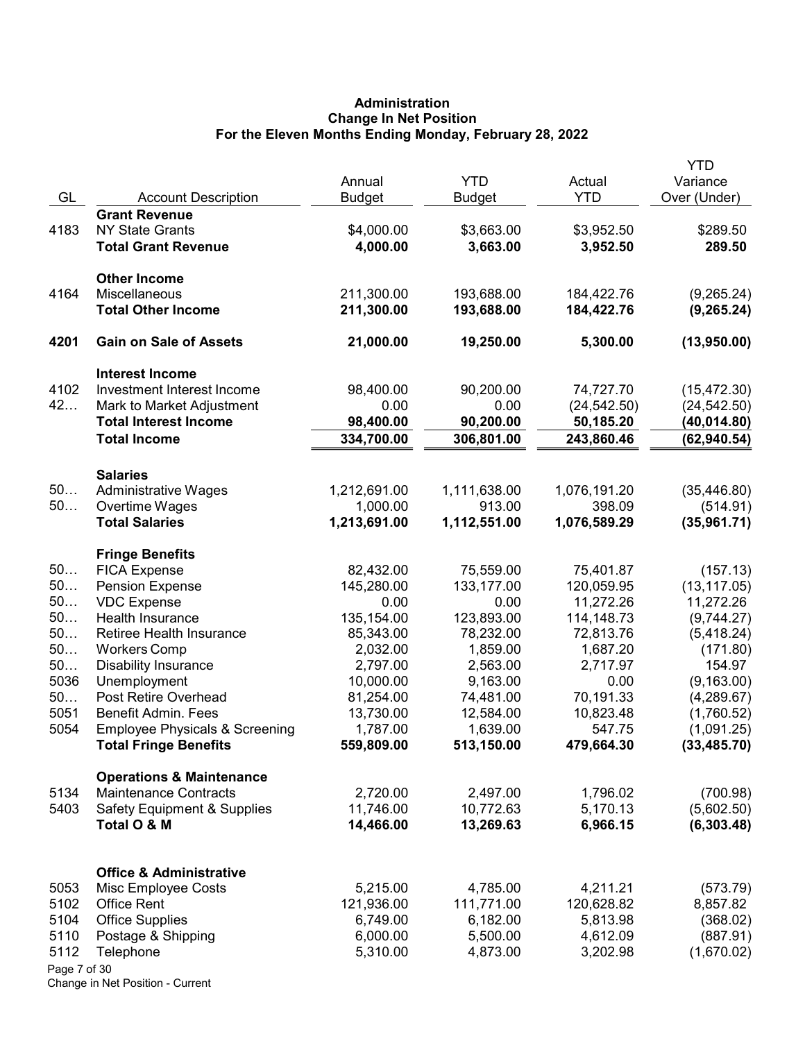**Administration**
**Change In Net Position**
**For the Eleven Months Ending Monday, February 28, 2022**

| GL | Account Description | Annual Budget | YTD Budget | Actual YTD | YTD Variance Over (Under) |
|---|---|---|---|---|---|
| | **Grant Revenue** | | | | |
| 4183 | NY State Grants | $4,000.00 | $3,663.00 | $3,952.50 | $289.50 |
| | **Total Grant Revenue** | **4,000.00** | **3,663.00** | **3,952.50** | **289.50** |
| | **Other Income** | | | | |
| 4164 | Miscellaneous | 211,300.00 | 193,688.00 | 184,422.76 | (9,265.24) |
| | **Total Other Income** | **211,300.00** | **193,688.00** | **184,422.76** | **(9,265.24)** |
| **4201** | **Gain on Sale of Assets** | **21,000.00** | **19,250.00** | **5,300.00** | **(13,950.00)** |
| | **Interest Income** | | | | |
| 4102 | Investment Interest Income | 98,400.00 | 90,200.00 | 74,727.70 | (15,472.30) |
| 42… | Mark to Market Adjustment | 0.00 | 0.00 | (24,542.50) | (24,542.50) |
| | **Total Interest Income** | **98,400.00** | **90,200.00** | **50,185.20** | **(40,014.80)** |
| | **Total Income** | **334,700.00** | **306,801.00** | **243,860.46** | **(62,940.54)** |
| | **Salaries** | | | | |
| 50… | Administrative Wages | 1,212,691.00 | 1,111,638.00 | 1,076,191.20 | (35,446.80) |
| 50… | Overtime Wages | 1,000.00 | 913.00 | 398.09 | (514.91) |
| | **Total Salaries** | **1,213,691.00** | **1,112,551.00** | **1,076,589.29** | **(35,961.71)** |
| | **Fringe Benefits** | | | | |
| 50… | FICA Expense | 82,432.00 | 75,559.00 | 75,401.87 | (157.13) |
| 50… | Pension Expense | 145,280.00 | 133,177.00 | 120,059.95 | (13,117.05) |
| 50… | VDC Expense | 0.00 | 0.00 | 11,272.26 | 11,272.26 |
| 50… | Health Insurance | 135,154.00 | 123,893.00 | 114,148.73 | (9,744.27) |
| 50… | Retiree Health Insurance | 85,343.00 | 78,232.00 | 72,813.76 | (5,418.24) |
| 50… | Workers Comp | 2,032.00 | 1,859.00 | 1,687.20 | (171.80) |
| 50… | Disability Insurance | 2,797.00 | 2,563.00 | 2,717.97 | 154.97 |
| 5036 | Unemployment | 10,000.00 | 9,163.00 | 0.00 | (9,163.00) |
| 50… | Post Retire Overhead | 81,254.00 | 74,481.00 | 70,191.33 | (4,289.67) |
| 5051 | Benefit Admin. Fees | 13,730.00 | 12,584.00 | 10,823.48 | (1,760.52) |
| 5054 | Employee Physicals & Screening | 1,787.00 | 1,639.00 | 547.75 | (1,091.25) |
| | **Total Fringe Benefits** | **559,809.00** | **513,150.00** | **479,664.30** | **(33,485.70)** |
| | **Operations & Maintenance** | | | | |
| 5134 | Maintenance Contracts | 2,720.00 | 2,497.00 | 1,796.02 | (700.98) |
| 5403 | Safety Equipment & Supplies | 11,746.00 | 10,772.63 | 5,170.13 | (5,602.50) |
| | **Total O & M** | **14,466.00** | **13,269.63** | **6,966.15** | **(6,303.48)** |
| | **Office & Administrative** | | | | |
| 5053 | Misc Employee Costs | 5,215.00 | 4,785.00 | 4,211.21 | (573.79) |
| 5102 | Office Rent | 121,936.00 | 111,771.00 | 120,628.82 | 8,857.82 |
| 5104 | Office Supplies | 6,749.00 | 6,182.00 | 5,813.98 | (368.02) |
| 5110 | Postage & Shipping | 6,000.00 | 5,500.00 | 4,612.09 | (887.91) |
| 5112 | Telephone | 5,310.00 | 4,873.00 | 3,202.98 | (1,670.02) |

Change in Net Position - Current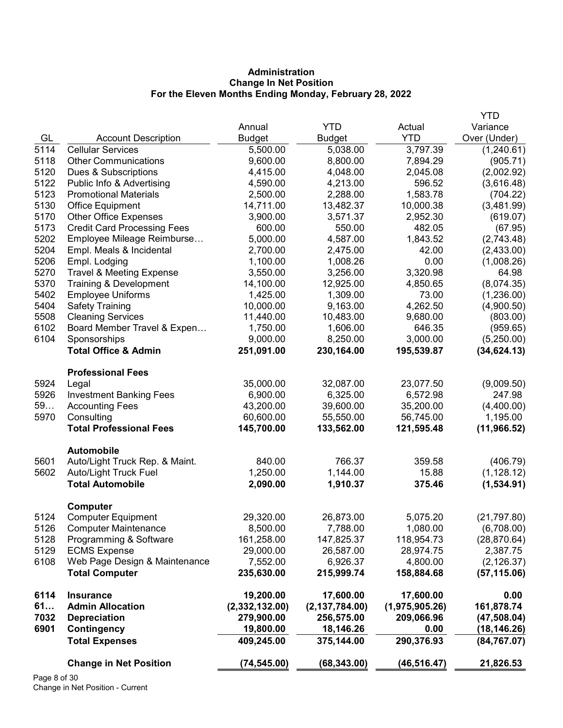**Administration**
**Change In Net Position**
**For the Eleven Months Ending Monday, February 28, 2022**

| GL | Account Description | Annual Budget | YTD Budget | Actual YTD | YTD Variance Over (Under) |
|---|---|---|---|---|---|
| 5114 | Cellular Services | 5,500.00 | 5,038.00 | 3,797.39 | (1,240.61) |
| 5118 | Other Communications | 9,600.00 | 8,800.00 | 7,894.29 | (905.71) |
| 5120 | Dues & Subscriptions | 4,415.00 | 4,048.00 | 2,045.08 | (2,002.92) |
| 5122 | Public Info & Advertising | 4,590.00 | 4,213.00 | 596.52 | (3,616.48) |
| 5123 | Promotional Materials | 2,500.00 | 2,288.00 | 1,583.78 | (704.22) |
| 5130 | Office Equipment | 14,711.00 | 13,482.37 | 10,000.38 | (3,481.99) |
| 5170 | Other Office Expenses | 3,900.00 | 3,571.37 | 2,952.30 | (619.07) |
| 5173 | Credit Card Processing Fees | 600.00 | 550.00 | 482.05 | (67.95) |
| 5202 | Employee Mileage Reimburse… | 5,000.00 | 4,587.00 | 1,843.52 | (2,743.48) |
| 5204 | Empl. Meals & Incidental | 2,700.00 | 2,475.00 | 42.00 | (2,433.00) |
| 5206 | Empl. Lodging | 1,100.00 | 1,008.26 | 0.00 | (1,008.26) |
| 5270 | Travel & Meeting Expense | 3,550.00 | 3,256.00 | 3,320.98 | 64.98 |
| 5370 | Training & Development | 14,100.00 | 12,925.00 | 4,850.65 | (8,074.35) |
| 5402 | Employee Uniforms | 1,425.00 | 1,309.00 | 73.00 | (1,236.00) |
| 5404 | Safety Training | 10,000.00 | 9,163.00 | 4,262.50 | (4,900.50) |
| 5508 | Cleaning Services | 11,440.00 | 10,483.00 | 9,680.00 | (803.00) |
| 6102 | Board Member Travel & Expen… | 1,750.00 | 1,606.00 | 646.35 | (959.65) |
| 6104 | Sponsorships | 9,000.00 | 8,250.00 | 3,000.00 | (5,250.00) |
| | **Total Office & Admin** | **251,091.00** | **230,164.00** | **195,539.87** | **(34,624.13)** |
| | **Professional Fees** | | | | |
| 5924 | Legal | 35,000.00 | 32,087.00 | 23,077.50 | (9,009.50) |
| 5926 | Investment Banking Fees | 6,900.00 | 6,325.00 | 6,572.98 | 247.98 |
| 59… | Accounting Fees | 43,200.00 | 39,600.00 | 35,200.00 | (4,400.00) |
| 5970 | Consulting | 60,600.00 | 55,550.00 | 56,745.00 | 1,195.00 |
| | **Total Professional Fees** | **145,700.00** | **133,562.00** | **121,595.48** | **(11,966.52)** |
| | **Automobile** | | | | |
| 5601 | Auto/Light Truck Rep. & Maint. | 840.00 | 766.37 | 359.58 | (406.79) |
| 5602 | Auto/Light Truck Fuel | 1,250.00 | 1,144.00 | 15.88 | (1,128.12) |
| | **Total Automobile** | **2,090.00** | **1,910.37** | **375.46** | **(1,534.91)** |
| | **Computer** | | | | |
| 5124 | Computer Equipment | 29,320.00 | 26,873.00 | 5,075.20 | (21,797.80) |
| 5126 | Computer Maintenance | 8,500.00 | 7,788.00 | 1,080.00 | (6,708.00) |
| 5128 | Programming & Software | 161,258.00 | 147,825.37 | 118,954.73 | (28,870.64) |
| 5129 | ECMS Expense | 29,000.00 | 26,587.00 | 28,974.75 | 2,387.75 |
| 6108 | Web Page Design & Maintenance | 7,552.00 | 6,926.37 | 4,800.00 | (2,126.37) |
| | **Total Computer** | **235,630.00** | **215,999.74** | **158,884.68** | **(57,115.06)** |
| **6114** | **Insurance** | **19,200.00** | **17,600.00** | **17,600.00** | **0.00** |
| **61…** | **Admin Allocation** | **(2,332,132.00)** | **(2,137,784.00)** | **(1,975,905.26)** | **161,878.74** |
| **7032** | **Depreciation** | **279,900.00** | **256,575.00** | **209,066.96** | **(47,508.04)** |
| **6901** | **Contingency** | **19,800.00** | **18,146.26** | **0.00** | **(18,146.26)** |
| | **Total Expenses** | **409,245.00** | **375,144.00** | **290,376.93** | **(84,767.07)** |
| | **Change in Net Position** | **(74,545.00)** | **(68,343.00)** | **(46,516.47)** | **21,826.53** |

Change in Net Position - Current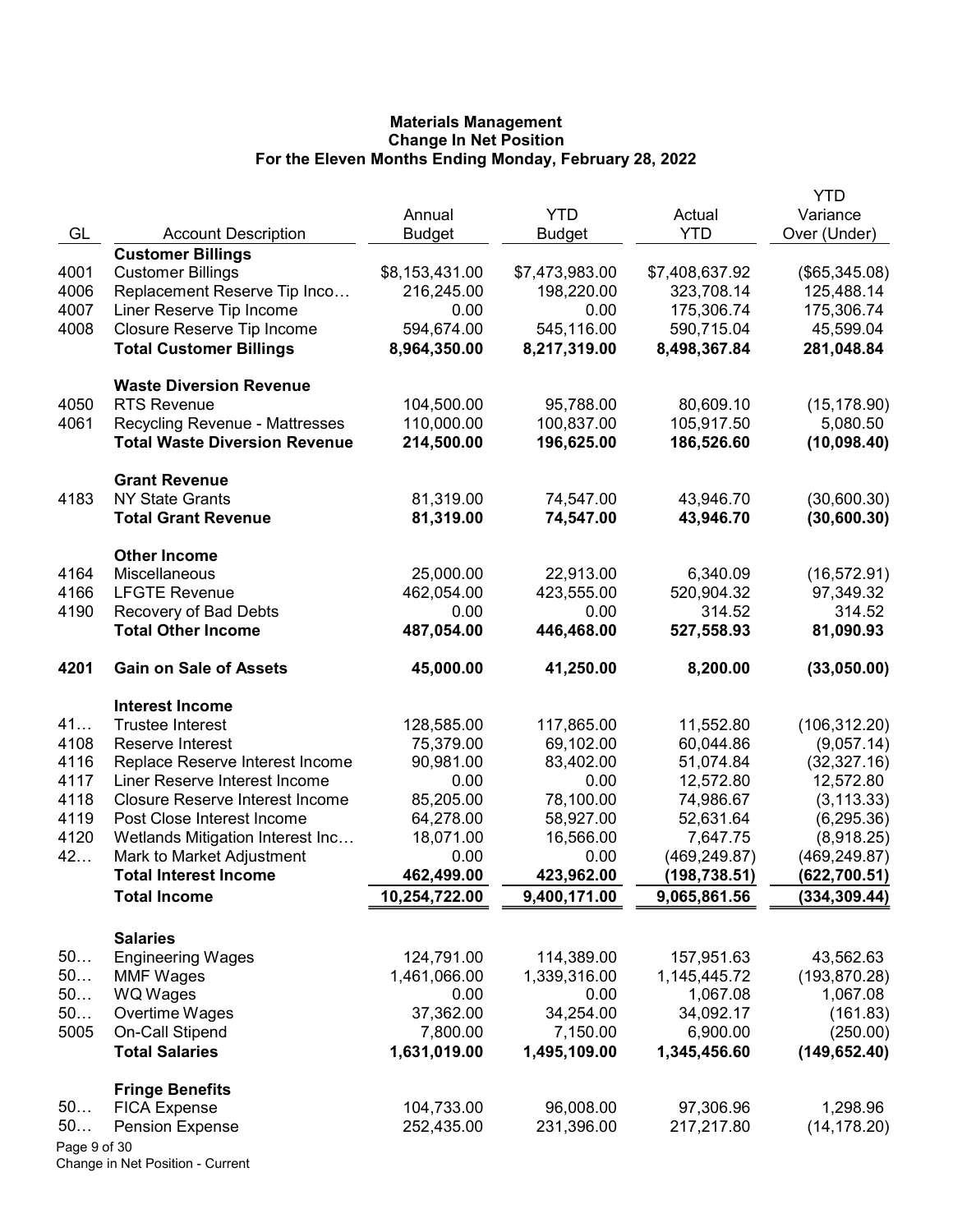# Materials Management
## Change In Net Position
### For the Eleven Months Ending Monday, February 28, 2022

| GL | Account Description | Annual Budget | YTD Budget | Actual YTD | YTD Variance Over (Under) |
|---|---|---|---|---|---|
| | **Customer Billings** | | | | |
| 4001 | Customer Billings | $8,153,431.00 | $7,473,983.00 | $7,408,637.92 | ($65,345.08) |
| 4006 | Replacement Reserve Tip Inco… | 216,245.00 | 198,220.00 | 323,708.14 | 125,488.14 |
| 4007 | Liner Reserve Tip Income | 0.00 | 0.00 | 175,306.74 | 175,306.74 |
| 4008 | Closure Reserve Tip Income | 594,674.00 | 545,116.00 | 590,715.04 | 45,599.04 |
| | **Total Customer Billings** | **8,964,350.00** | **8,217,319.00** | **8,498,367.84** | **281,048.84** |
| | **Waste Diversion Revenue** | | | | |
| 4050 | RTS Revenue | 104,500.00 | 95,788.00 | 80,609.10 | (15,178.90) |
| 4061 | Recycling Revenue - Mattresses | 110,000.00 | 100,837.00 | 105,917.50 | 5,080.50 |
| | **Total Waste Diversion Revenue** | **214,500.00** | **196,625.00** | **186,526.60** | **(10,098.40)** |
| | **Grant Revenue** | | | | |
| 4183 | NY State Grants | 81,319.00 | 74,547.00 | 43,946.70 | (30,600.30) |
| | **Total Grant Revenue** | **81,319.00** | **74,547.00** | **43,946.70** | **(30,600.30)** |
| | **Other Income** | | | | |
| 4164 | Miscellaneous | 25,000.00 | 22,913.00 | 6,340.09 | (16,572.91) |
| 4166 | LFGTE Revenue | 462,054.00 | 423,555.00 | 520,904.32 | 97,349.32 |
| 4190 | Recovery of Bad Debts | 0.00 | 0.00 | 314.52 | 314.52 |
| | **Total Other Income** | **487,054.00** | **446,468.00** | **527,558.93** | **81,090.93** |
| **4201** | **Gain on Sale of Assets** | **45,000.00** | **41,250.00** | **8,200.00** | **(33,050.00)** |
| | **Interest Income** | | | | |
| 41… | Trustee Interest | 128,585.00 | 117,865.00 | 11,552.80 | (106,312.20) |
| 4108 | Reserve Interest | 75,379.00 | 69,102.00 | 60,044.86 | (9,057.14) |
| 4116 | Replace Reserve Interest Income | 90,981.00 | 83,402.00 | 51,074.84 | (32,327.16) |
| 4117 | Liner Reserve Interest Income | 0.00 | 0.00 | 12,572.80 | 12,572.80 |
| 4118 | Closure Reserve Interest Income | 85,205.00 | 78,100.00 | 74,986.67 | (3,113.33) |
| 4119 | Post Close Interest Income | 64,278.00 | 58,927.00 | 52,631.64 | (6,295.36) |
| 4120 | Wetlands Mitigation Interest Inc… | 18,071.00 | 16,566.00 | 7,647.75 | (8,918.25) |
| 42… | Mark to Market Adjustment | 0.00 | 0.00 | (469,249.87) | (469,249.87) |
| | **Total Interest Income** | **462,499.00** | **423,962.00** | **(198,738.51)** | **(622,700.51)** |
| | **Total Income** | **10,254,722.00** | **9,400,171.00** | **9,065,861.56** | **(334,309.44)** |
| | **Salaries** | | | | |
| 50… | Engineering Wages | 124,791.00 | 114,389.00 | 157,951.63 | 43,562.63 |
| 50… | MMF Wages | 1,461,066.00 | 1,339,316.00 | 1,145,445.72 | (193,870.28) |
| 50… | WQ Wages | 0.00 | 0.00 | 1,067.08 | 1,067.08 |
| 50… | Overtime Wages | 37,362.00 | 34,254.00 | 34,092.17 | (161.83) |
| 5005 | On-Call Stipend | 7,800.00 | 7,150.00 | 6,900.00 | (250.00) |
| | **Total Salaries** | **1,631,019.00** | **1,495,109.00** | **1,345,456.60** | **(149,652.40)** |
| | **Fringe Benefits** | | | | |
| 50… | FICA Expense | 104,733.00 | 96,008.00 | 97,306.96 | 1,298.96 |
| 50… | Pension Expense | 252,435.00 | 231,396.00 | 217,217.80 | (14,178.20) |

Change in Net Position - Current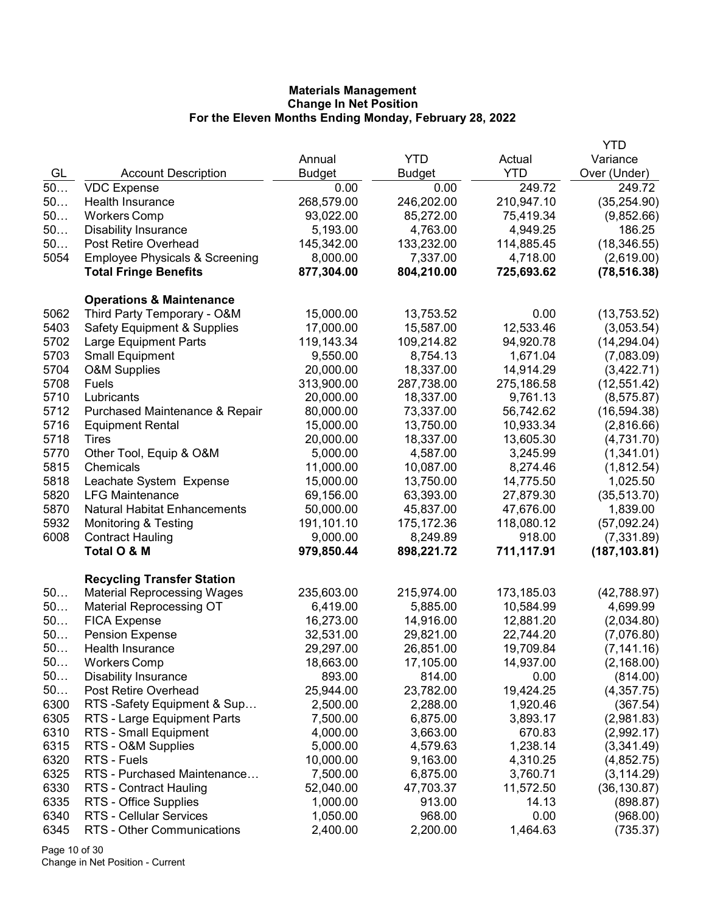# Materials Management
## Change In Net Position
### For the Eleven Months Ending Monday, February 28, 2022

| GL | Account Description | Annual Budget | YTD Budget | Actual YTD | YTD Variance Over (Under) |
|---|---|---|---|---|---|
| 50… | VDC Expense | 0.00 | 0.00 | 249.72 | 249.72 |
| 50… | Health Insurance | 268,579.00 | 246,202.00 | 210,947.10 | (35,254.90) |
| 50… | Workers Comp | 93,022.00 | 85,272.00 | 75,419.34 | (9,852.66) |
| 50… | Disability Insurance | 5,193.00 | 4,763.00 | 4,949.25 | 186.25 |
| 50… | Post Retire Overhead | 145,342.00 | 133,232.00 | 114,885.45 | (18,346.55) |
| 5054 | Employee Physicals & Screening | 8,000.00 | 7,337.00 | 4,718.00 | (2,619.00) |
| | **Total Fringe Benefits** | **877,304.00** | **804,210.00** | **725,693.62** | **(78,516.38)** |
| | **Operations & Maintenance** | | | | |
| 5062 | Third Party Temporary - O&M | 15,000.00 | 13,753.52 | 0.00 | (13,753.52) |
| 5403 | Safety Equipment & Supplies | 17,000.00 | 15,587.00 | 12,533.46 | (3,053.54) |
| 5702 | Large Equipment Parts | 119,143.34 | 109,214.82 | 94,920.78 | (14,294.04) |
| 5703 | Small Equipment | 9,550.00 | 8,754.13 | 1,671.04 | (7,083.09) |
| 5704 | O&M Supplies | 20,000.00 | 18,337.00 | 14,914.29 | (3,422.71) |
| 5708 | Fuels | 313,900.00 | 287,738.00 | 275,186.58 | (12,551.42) |
| 5710 | Lubricants | 20,000.00 | 18,337.00 | 9,761.13 | (8,575.87) |
| 5712 | Purchased Maintenance & Repair | 80,000.00 | 73,337.00 | 56,742.62 | (16,594.38) |
| 5716 | Equipment Rental | 15,000.00 | 13,750.00 | 10,933.34 | (2,816.66) |
| 5718 | Tires | 20,000.00 | 18,337.00 | 13,605.30 | (4,731.70) |
| 5770 | Other Tool, Equip & O&M | 5,000.00 | 4,587.00 | 3,245.99 | (1,341.01) |
| 5815 | Chemicals | 11,000.00 | 10,087.00 | 8,274.46 | (1,812.54) |
| 5818 | Leachate System Expense | 15,000.00 | 13,750.00 | 14,775.50 | 1,025.50 |
| 5820 | LFG Maintenance | 69,156.00 | 63,393.00 | 27,879.30 | (35,513.70) |
| 5870 | Natural Habitat Enhancements | 50,000.00 | 45,837.00 | 47,676.00 | 1,839.00 |
| 5932 | Monitoring & Testing | 191,101.10 | 175,172.36 | 118,080.12 | (57,092.24) |
| 6008 | Contract Hauling | 9,000.00 | 8,249.89 | 918.00 | (7,331.89) |
| | **Total O & M** | **979,850.44** | **898,221.72** | **711,117.91** | **(187,103.81)** |
| | **Recycling Transfer Station** | | | | |
| 50… | Material Reprocessing Wages | 235,603.00 | 215,974.00 | 173,185.03 | (42,788.97) |
| 50… | Material Reprocessing OT | 6,419.00 | 5,885.00 | 10,584.99 | 4,699.99 |
| 50… | FICA Expense | 16,273.00 | 14,916.00 | 12,881.20 | (2,034.80) |
| 50… | Pension Expense | 32,531.00 | 29,821.00 | 22,744.20 | (7,076.80) |
| 50… | Health Insurance | 29,297.00 | 26,851.00 | 19,709.84 | (7,141.16) |
| 50… | Workers Comp | 18,663.00 | 17,105.00 | 14,937.00 | (2,168.00) |
| 50… | Disability Insurance | 893.00 | 814.00 | 0.00 | (814.00) |
| 50… | Post Retire Overhead | 25,944.00 | 23,782.00 | 19,424.25 | (4,357.75) |
| 6300 | RTS -Safety Equipment & Sup… | 2,500.00 | 2,288.00 | 1,920.46 | (367.54) |
| 6305 | RTS - Large Equipment Parts | 7,500.00 | 6,875.00 | 3,893.17 | (2,981.83) |
| 6310 | RTS - Small Equipment | 4,000.00 | 3,663.00 | 670.83 | (2,992.17) |
| 6315 | RTS - O&M Supplies | 5,000.00 | 4,579.63 | 1,238.14 | (3,341.49) |
| 6320 | RTS - Fuels | 10,000.00 | 9,163.00 | 4,310.25 | (4,852.75) |
| 6325 | RTS - Purchased Maintenance… | 7,500.00 | 6,875.00 | 3,760.71 | (3,114.29) |
| 6330 | RTS - Contract Hauling | 52,040.00 | 47,703.37 | 11,572.50 | (36,130.87) |
| 6335 | RTS - Office Supplies | 1,000.00 | 913.00 | 14.13 | (898.87) |
| 6340 | RTS - Cellular Services | 1,050.00 | 968.00 | 0.00 | (968.00) |
| 6345 | RTS - Other Communications | 2,400.00 | 2,200.00 | 1,464.63 | (735.37) |

Change in Net Position - Current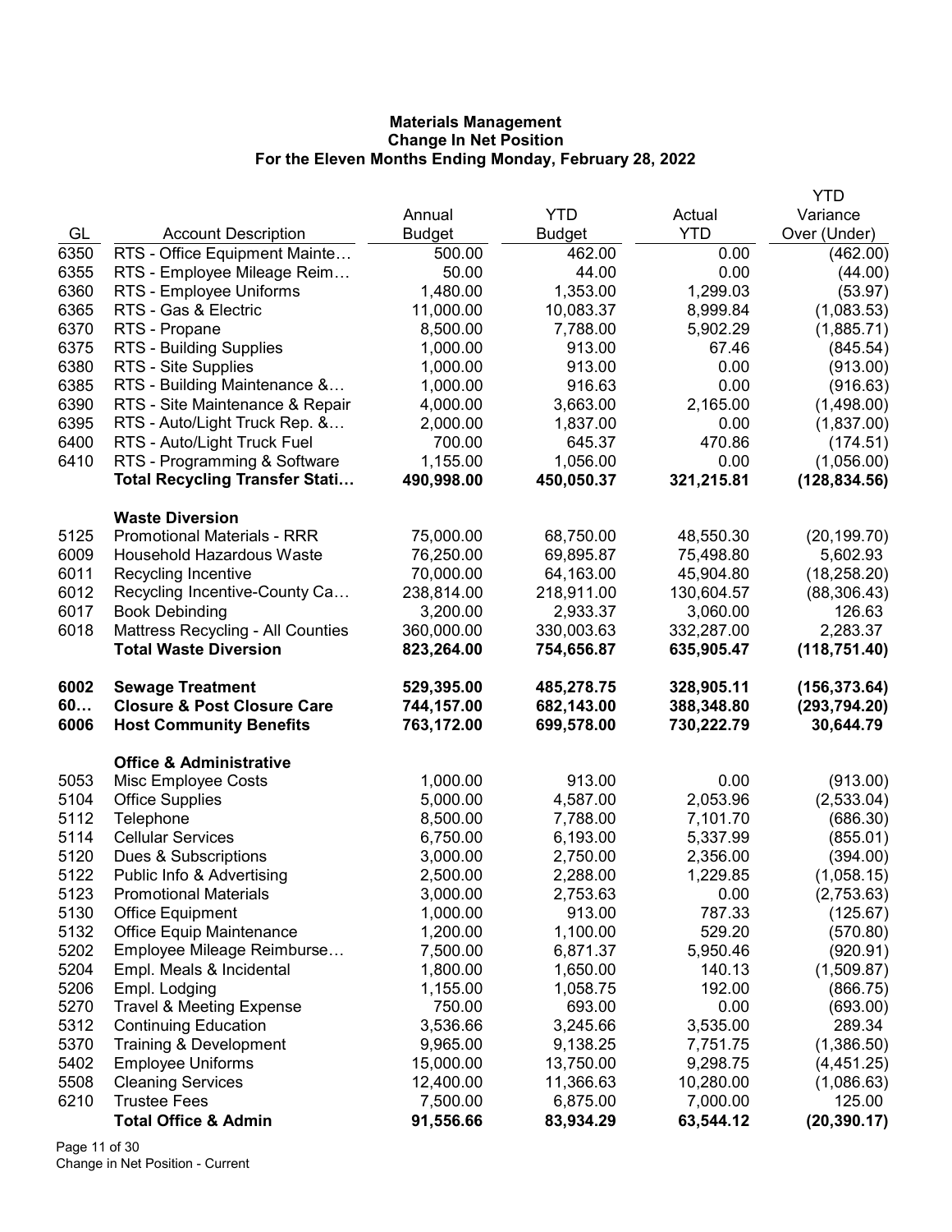**Materials Management**
**Change In Net Position**
**For the Eleven Months Ending Monday, February 28, 2022**

| GL | Account Description | Annual Budget | YTD Budget | Actual YTD | YTD Variance Over (Under) |
|---|---|---|---|---|---|
| 6350 | RTS - Office Equipment Mainte… | 500.00 | 462.00 | 0.00 | (462.00) |
| 6355 | RTS - Employee Mileage Reim… | 50.00 | 44.00 | 0.00 | (44.00) |
| 6360 | RTS - Employee Uniforms | 1,480.00 | 1,353.00 | 1,299.03 | (53.97) |
| 6365 | RTS - Gas & Electric | 11,000.00 | 10,083.37 | 8,999.84 | (1,083.53) |
| 6370 | RTS - Propane | 8,500.00 | 7,788.00 | 5,902.29 | (1,885.71) |
| 6375 | RTS - Building Supplies | 1,000.00 | 913.00 | 67.46 | (845.54) |
| 6380 | RTS - Site Supplies | 1,000.00 | 913.00 | 0.00 | (913.00) |
| 6385 | RTS - Building Maintenance &… | 1,000.00 | 916.63 | 0.00 | (916.63) |
| 6390 | RTS - Site Maintenance & Repair | 4,000.00 | 3,663.00 | 2,165.00 | (1,498.00) |
| 6395 | RTS - Auto/Light Truck Rep. &… | 2,000.00 | 1,837.00 | 0.00 | (1,837.00) |
| 6400 | RTS - Auto/Light Truck Fuel | 700.00 | 645.37 | 470.86 | (174.51) |
| 6410 | RTS - Programming & Software | 1,155.00 | 1,056.00 | 0.00 | (1,056.00) |
| | **Total Recycling Transfer Stati…** | **490,998.00** | **450,050.37** | **321,215.81** | **(128,834.56)** |
| | **Waste Diversion** | | | | |
| 5125 | Promotional Materials - RRR | 75,000.00 | 68,750.00 | 48,550.30 | (20,199.70) |
| 6009 | Household Hazardous Waste | 76,250.00 | 69,895.87 | 75,498.80 | 5,602.93 |
| 6011 | Recycling Incentive | 70,000.00 | 64,163.00 | 45,904.80 | (18,258.20) |
| 6012 | Recycling Incentive-County Ca… | 238,814.00 | 218,911.00 | 130,604.57 | (88,306.43) |
| 6017 | Book Debinding | 3,200.00 | 2,933.37 | 3,060.00 | 126.63 |
| 6018 | Mattress Recycling - All Counties | 360,000.00 | 330,003.63 | 332,287.00 | 2,283.37 |
| | **Total Waste Diversion** | **823,264.00** | **754,656.87** | **635,905.47** | **(118,751.40)** |
| **6002** | **Sewage Treatment** | **529,395.00** | **485,278.75** | **328,905.11** | **(156,373.64)** |
| **60…** | **Closure & Post Closure Care** | **744,157.00** | **682,143.00** | **388,348.80** | **(293,794.20)** |
| **6006** | **Host Community Benefits** | **763,172.00** | **699,578.00** | **730,222.79** | **30,644.79** |
| | **Office & Administrative** | | | | |
| 5053 | Misc Employee Costs | 1,000.00 | 913.00 | 0.00 | (913.00) |
| 5104 | Office Supplies | 5,000.00 | 4,587.00 | 2,053.96 | (2,533.04) |
| 5112 | Telephone | 8,500.00 | 7,788.00 | 7,101.70 | (686.30) |
| 5114 | Cellular Services | 6,750.00 | 6,193.00 | 5,337.99 | (855.01) |
| 5120 | Dues & Subscriptions | 3,000.00 | 2,750.00 | 2,356.00 | (394.00) |
| 5122 | Public Info & Advertising | 2,500.00 | 2,288.00 | 1,229.85 | (1,058.15) |
| 5123 | Promotional Materials | 3,000.00 | 2,753.63 | 0.00 | (2,753.63) |
| 5130 | Office Equipment | 1,000.00 | 913.00 | 787.33 | (125.67) |
| 5132 | Office Equip Maintenance | 1,200.00 | 1,100.00 | 529.20 | (570.80) |
| 5202 | Employee Mileage Reimburse… | 7,500.00 | 6,871.37 | 5,950.46 | (920.91) |
| 5204 | Empl. Meals & Incidental | 1,800.00 | 1,650.00 | 140.13 | (1,509.87) |
| 5206 | Empl. Lodging | 1,155.00 | 1,058.75 | 192.00 | (866.75) |
| 5270 | Travel & Meeting Expense | 750.00 | 693.00 | 0.00 | (693.00) |
| 5312 | Continuing Education | 3,536.66 | 3,245.66 | 3,535.00 | 289.34 |
| 5370 | Training & Development | 9,965.00 | 9,138.25 | 7,751.75 | (1,386.50) |
| 5402 | Employee Uniforms | 15,000.00 | 13,750.00 | 9,298.75 | (4,451.25) |
| 5508 | Cleaning Services | 12,400.00 | 11,366.63 | 10,280.00 | (1,086.63) |
| 6210 | Trustee Fees | 7,500.00 | 6,875.00 | 7,000.00 | 125.00 |
| | **Total Office & Admin** | **91,556.66** | **83,934.29** | **63,544.12** | **(20,390.17)** |

Change in Net Position - Current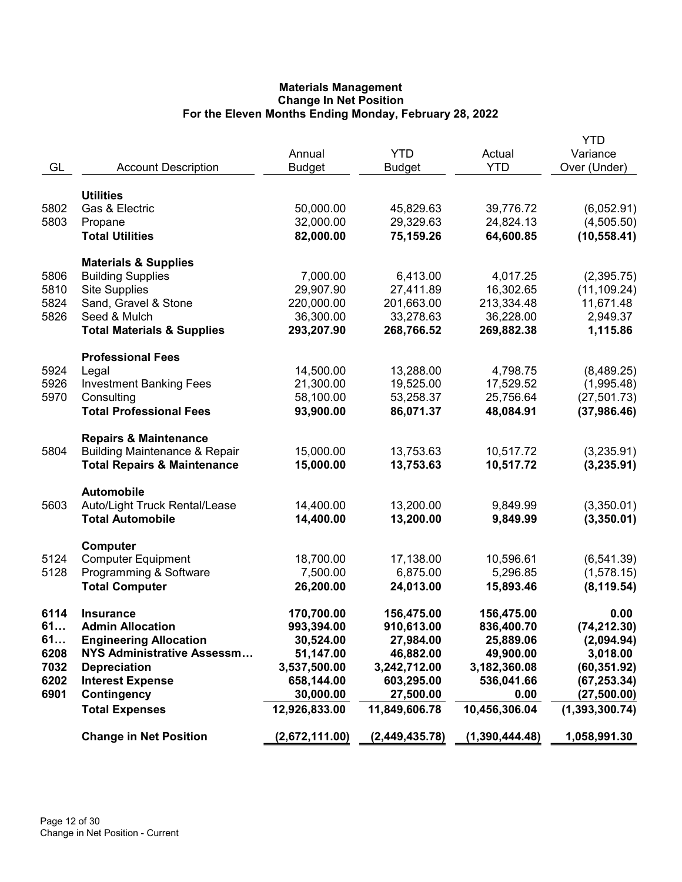# Materials Management
## Change In Net Position
### For the Eleven Months Ending Monday, February 28, 2022

| GL | Account Description | Annual Budget | YTD Budget | Actual YTD | YTD Variance Over (Under) |
|---|---|---|---|---|---|
| | **Utilities** | | | | |
| 5802 | Gas & Electric | 50,000.00 | 45,829.63 | 39,776.72 | (6,052.91) |
| 5803 | Propane | 32,000.00 | 29,329.63 | 24,824.13 | (4,505.50) |
| | **Total Utilities** | **82,000.00** | **75,159.26** | **64,600.85** | **(10,558.41)** |
| | **Materials & Supplies** | | | | |
| 5806 | Building Supplies | 7,000.00 | 6,413.00 | 4,017.25 | (2,395.75) |
| 5810 | Site Supplies | 29,907.90 | 27,411.89 | 16,302.65 | (11,109.24) |
| 5824 | Sand, Gravel & Stone | 220,000.00 | 201,663.00 | 213,334.48 | 11,671.48 |
| 5826 | Seed & Mulch | 36,300.00 | 33,278.63 | 36,228.00 | 2,949.37 |
| | **Total Materials & Supplies** | **293,207.90** | **268,766.52** | **269,882.38** | **1,115.86** |
| | **Professional Fees** | | | | |
| 5924 | Legal | 14,500.00 | 13,288.00 | 4,798.75 | (8,489.25) |
| 5926 | Investment Banking Fees | 21,300.00 | 19,525.00 | 17,529.52 | (1,995.48) |
| 5970 | Consulting | 58,100.00 | 53,258.37 | 25,756.64 | (27,501.73) |
| | **Total Professional Fees** | **93,900.00** | **86,071.37** | **48,084.91** | **(37,986.46)** |
| | **Repairs & Maintenance** | | | | |
| 5804 | Building Maintenance & Repair | 15,000.00 | 13,753.63 | 10,517.72 | (3,235.91) |
| | **Total Repairs & Maintenance** | **15,000.00** | **13,753.63** | **10,517.72** | **(3,235.91)** |
| | **Automobile** | | | | |
| 5603 | Auto/Light Truck Rental/Lease | 14,400.00 | 13,200.00 | 9,849.99 | (3,350.01) |
| | **Total Automobile** | **14,400.00** | **13,200.00** | **9,849.99** | **(3,350.01)** |
| | **Computer** | | | | |
| 5124 | Computer Equipment | 18,700.00 | 17,138.00 | 10,596.61 | (6,541.39) |
| 5128 | Programming & Software | 7,500.00 | 6,875.00 | 5,296.85 | (1,578.15) |
| | **Total Computer** | **26,200.00** | **24,013.00** | **15,893.46** | **(8,119.54)** |
| **6114** | **Insurance** | **170,700.00** | **156,475.00** | **156,475.00** | **0.00** |
| **61…** | **Admin Allocation** | **993,394.00** | **910,613.00** | **836,400.70** | **(74,212.30)** |
| **61…** | **Engineering Allocation** | **30,524.00** | **27,984.00** | **25,889.06** | **(2,094.94)** |
| **6208** | **NYS Administrative Assessm…** | **51,147.00** | **46,882.00** | **49,900.00** | **3,018.00** |
| **7032** | **Depreciation** | **3,537,500.00** | **3,242,712.00** | **3,182,360.08** | **(60,351.92)** |
| **6202** | **Interest Expense** | **658,144.00** | **603,295.00** | **536,041.66** | **(67,253.34)** |
| **6901** | **Contingency** | **30,000.00** | **27,500.00** | **0.00** | **(27,500.00)** |
| | **Total Expenses** | **12,926,833.00** | **11,849,606.78** | **10,456,306.04** | **(1,393,300.74)** |
| | **Change in Net Position** | **(2,672,111.00)** | **(2,449,435.78)** | **(1,390,444.48)** | **1,058,991.30** |

Change in Net Position - Current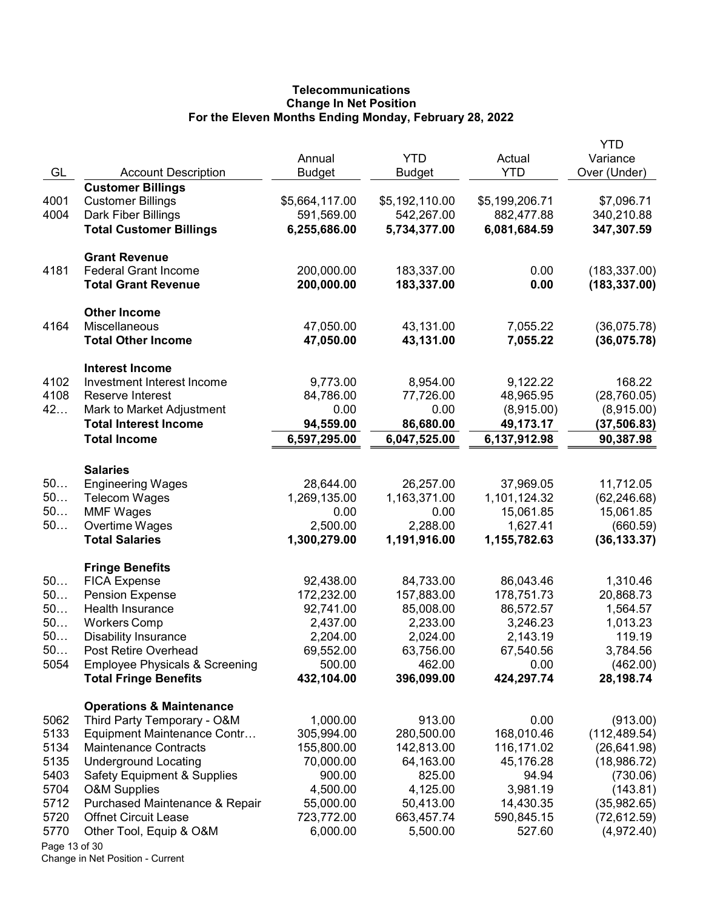**Telecommunications**
**Change In Net Position**
**For the Eleven Months Ending Monday, February 28, 2022**

| GL | Account Description | Annual Budget | YTD Budget | Actual YTD | YTD Variance Over (Under) |
|---|---|---|---|---|---|
| | **Customer Billings** | | | | |
| 4001 | Customer Billings | $5,664,117.00 | $5,192,110.00 | $5,199,206.71 | $7,096.71 |
| 4004 | Dark Fiber Billings | 591,569.00 | 542,267.00 | 882,477.88 | 340,210.88 |
| | **Total Customer Billings** | **6,255,686.00** | **5,734,377.00** | **6,081,684.59** | **347,307.59** |
| | **Grant Revenue** | | | | |
| 4181 | Federal Grant Income | 200,000.00 | 183,337.00 | 0.00 | (183,337.00) |
| | **Total Grant Revenue** | **200,000.00** | **183,337.00** | **0.00** | **(183,337.00)** |
| | **Other Income** | | | | |
| 4164 | Miscellaneous | 47,050.00 | 43,131.00 | 7,055.22 | (36,075.78) |
| | **Total Other Income** | **47,050.00** | **43,131.00** | **7,055.22** | **(36,075.78)** |
| | **Interest Income** | | | | |
| 4102 | Investment Interest Income | 9,773.00 | 8,954.00 | 9,122.22 | 168.22 |
| 4108 | Reserve Interest | 84,786.00 | 77,726.00 | 48,965.95 | (28,760.05) |
| 42… | Mark to Market Adjustment | 0.00 | 0.00 | (8,915.00) | (8,915.00) |
| | **Total Interest Income** | **94,559.00** | **86,680.00** | **49,173.17** | **(37,506.83)** |
| | **Total Income** | **6,597,295.00** | **6,047,525.00** | **6,137,912.98** | **90,387.98** |
| | **Salaries** | | | | |
| 50… | Engineering Wages | 28,644.00 | 26,257.00 | 37,969.05 | 11,712.05 |
| 50… | Telecom Wages | 1,269,135.00 | 1,163,371.00 | 1,101,124.32 | (62,246.68) |
| 50… | MMF Wages | 0.00 | 0.00 | 15,061.85 | 15,061.85 |
| 50… | Overtime Wages | 2,500.00 | 2,288.00 | 1,627.41 | (660.59) |
| | **Total Salaries** | **1,300,279.00** | **1,191,916.00** | **1,155,782.63** | **(36,133.37)** |
| | **Fringe Benefits** | | | | |
| 50… | FICA Expense | 92,438.00 | 84,733.00 | 86,043.46 | 1,310.46 |
| 50… | Pension Expense | 172,232.00 | 157,883.00 | 178,751.73 | 20,868.73 |
| 50… | Health Insurance | 92,741.00 | 85,008.00 | 86,572.57 | 1,564.57 |
| 50… | Workers Comp | 2,437.00 | 2,233.00 | 3,246.23 | 1,013.23 |
| 50… | Disability Insurance | 2,204.00 | 2,024.00 | 2,143.19 | 119.19 |
| 50… | Post Retire Overhead | 69,552.00 | 63,756.00 | 67,540.56 | 3,784.56 |
| 5054 | Employee Physicals & Screening | 500.00 | 462.00 | 0.00 | (462.00) |
| | **Total Fringe Benefits** | **432,104.00** | **396,099.00** | **424,297.74** | **28,198.74** |
| | **Operations & Maintenance** | | | | |
| 5062 | Third Party Temporary - O&M | 1,000.00 | 913.00 | 0.00 | (913.00) |
| 5133 | Equipment Maintenance Contr… | 305,994.00 | 280,500.00 | 168,010.46 | (112,489.54) |
| 5134 | Maintenance Contracts | 155,800.00 | 142,813.00 | 116,171.02 | (26,641.98) |
| 5135 | Underground Locating | 70,000.00 | 64,163.00 | 45,176.28 | (18,986.72) |
| 5403 | Safety Equipment & Supplies | 900.00 | 825.00 | 94.94 | (730.06) |
| 5704 | O&M Supplies | 4,500.00 | 4,125.00 | 3,981.19 | (143.81) |
| 5712 | Purchased Maintenance & Repair | 55,000.00 | 50,413.00 | 14,430.35 | (35,982.65) |
| 5720 | Offnet Circuit Lease | 723,772.00 | 663,457.74 | 590,845.15 | (72,612.59) |
| 5770 | Other Tool, Equip & O&M | 6,000.00 | 5,500.00 | 527.60 | (4,972.40) |

Change in Net Position - Current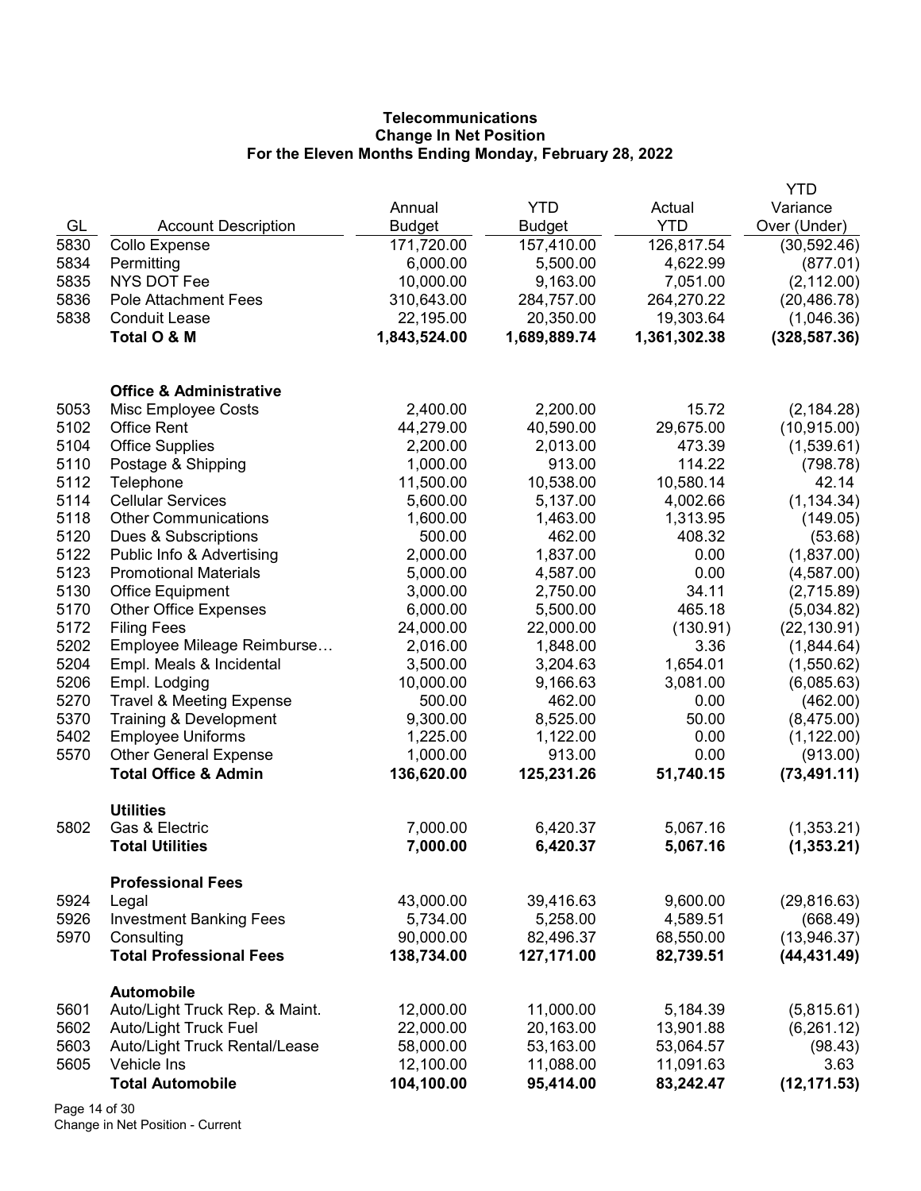**Telecommunications**
**Change In Net Position**
**For the Eleven Months Ending Monday, February 28, 2022**

| GL | Account Description | Annual Budget | YTD Budget | Actual YTD | YTD Variance Over (Under) |
|---|---|---|---|---|---|
| 5830 | Collo Expense | 171,720.00 | 157,410.00 | 126,817.54 | (30,592.46) |
| 5834 | Permitting | 6,000.00 | 5,500.00 | 4,622.99 | (877.01) |
| 5835 | NYS DOT Fee | 10,000.00 | 9,163.00 | 7,051.00 | (2,112.00) |
| 5836 | Pole Attachment Fees | 310,643.00 | 284,757.00 | 264,270.22 | (20,486.78) |
| 5838 | Conduit Lease | 22,195.00 | 20,350.00 | 19,303.64 | (1,046.36) |
| | **Total O & M** | **1,843,524.00** | **1,689,889.74** | **1,361,302.38** | **(328,587.36)** |
| | | | | | |
| | **Office & Administrative** | | | | |
| 5053 | Misc Employee Costs | 2,400.00 | 2,200.00 | 15.72 | (2,184.28) |
| 5102 | Office Rent | 44,279.00 | 40,590.00 | 29,675.00 | (10,915.00) |
| 5104 | Office Supplies | 2,200.00 | 2,013.00 | 473.39 | (1,539.61) |
| 5110 | Postage & Shipping | 1,000.00 | 913.00 | 114.22 | (798.78) |
| 5112 | Telephone | 11,500.00 | 10,538.00 | 10,580.14 | 42.14 |
| 5114 | Cellular Services | 5,600.00 | 5,137.00 | 4,002.66 | (1,134.34) |
| 5118 | Other Communications | 1,600.00 | 1,463.00 | 1,313.95 | (149.05) |
| 5120 | Dues & Subscriptions | 500.00 | 462.00 | 408.32 | (53.68) |
| 5122 | Public Info & Advertising | 2,000.00 | 1,837.00 | 0.00 | (1,837.00) |
| 5123 | Promotional Materials | 5,000.00 | 4,587.00 | 0.00 | (4,587.00) |
| 5130 | Office Equipment | 3,000.00 | 2,750.00 | 34.11 | (2,715.89) |
| 5170 | Other Office Expenses | 6,000.00 | 5,500.00 | 465.18 | (5,034.82) |
| 5172 | Filing Fees | 24,000.00 | 22,000.00 | (130.91) | (22,130.91) |
| 5202 | Employee Mileage Reimburse… | 2,016.00 | 1,848.00 | 3.36 | (1,844.64) |
| 5204 | Empl. Meals & Incidental | 3,500.00 | 3,204.63 | 1,654.01 | (1,550.62) |
| 5206 | Empl. Lodging | 10,000.00 | 9,166.63 | 3,081.00 | (6,085.63) |
| 5270 | Travel & Meeting Expense | 500.00 | 462.00 | 0.00 | (462.00) |
| 5370 | Training & Development | 9,300.00 | 8,525.00 | 50.00 | (8,475.00) |
| 5402 | Employee Uniforms | 1,225.00 | 1,122.00 | 0.00 | (1,122.00) |
| 5570 | Other General Expense | 1,000.00 | 913.00 | 0.00 | (913.00) |
| | **Total Office & Admin** | **136,620.00** | **125,231.26** | **51,740.15** | **(73,491.11)** |
| | | | | | |
| | **Utilities** | | | | |
| 5802 | Gas & Electric | 7,000.00 | 6,420.37 | 5,067.16 | (1,353.21) |
| | **Total Utilities** | **7,000.00** | **6,420.37** | **5,067.16** | **(1,353.21)** |
| | | | | | |
| | **Professional Fees** | | | | |
| 5924 | Legal | 43,000.00 | 39,416.63 | 9,600.00 | (29,816.63) |
| 5926 | Investment Banking Fees | 5,734.00 | 5,258.00 | 4,589.51 | (668.49) |
| 5970 | Consulting | 90,000.00 | 82,496.37 | 68,550.00 | (13,946.37) |
| | **Total Professional Fees** | **138,734.00** | **127,171.00** | **82,739.51** | **(44,431.49)** |
| | | | | | |
| | **Automobile** | | | | |
| 5601 | Auto/Light Truck Rep. & Maint. | 12,000.00 | 11,000.00 | 5,184.39 | (5,815.61) |
| 5602 | Auto/Light Truck Fuel | 22,000.00 | 20,163.00 | 13,901.88 | (6,261.12) |
| 5603 | Auto/Light Truck Rental/Lease | 58,000.00 | 53,163.00 | 53,064.57 | (98.43) |
| 5605 | Vehicle Ins | 12,100.00 | 11,088.00 | 11,091.63 | 3.63 |
| | **Total Automobile** | **104,100.00** | **95,414.00** | **83,242.47** | **(12,171.53)** |

Change in Net Position - Current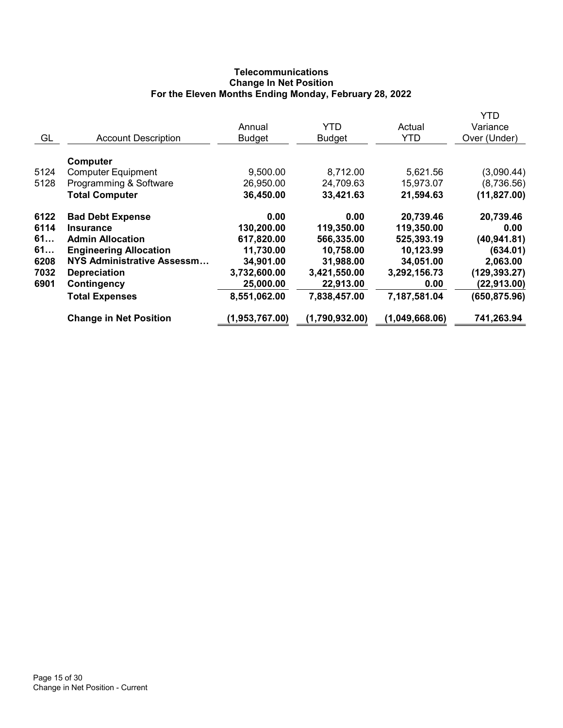**Telecommunications**
**Change In Net Position**
**For the Eleven Months Ending Monday, February 28, 2022**

| GL | Account Description | Annual Budget | YTD Budget | Actual YTD | YTD Variance Over (Under) |
|---|---|---|---|---|---|
| | **Computer** | | | | |
| 5124 | Computer Equipment | 9,500.00 | 8,712.00 | 5,621.56 | (3,090.44) |
| 5128 | Programming & Software | 26,950.00 | 24,709.63 | 15,973.07 | (8,736.56) |
| | **Total Computer** | **36,450.00** | **33,421.63** | **21,594.63** | **(11,827.00)** |
| **6122** | **Bad Debt Expense** | **0.00** | **0.00** | **20,739.46** | **20,739.46** |
| **6114** | **Insurance** | **130,200.00** | **119,350.00** | **119,350.00** | **0.00** |
| **61…** | **Admin Allocation** | **617,820.00** | **566,335.00** | **525,393.19** | **(40,941.81)** |
| **61…** | **Engineering Allocation** | **11,730.00** | **10,758.00** | **10,123.99** | **(634.01)** |
| **6208** | **NYS Administrative Assessm…** | **34,901.00** | **31,988.00** | **34,051.00** | **2,063.00** |
| **7032** | **Depreciation** | **3,732,600.00** | **3,421,550.00** | **3,292,156.73** | **(129,393.27)** |
| **6901** | **Contingency** | **25,000.00** | **22,913.00** | **0.00** | **(22,913.00)** |
| | **Total Expenses** | **8,551,062.00** | **7,838,457.00** | **7,187,581.04** | **(650,875.96)** |
| | **Change in Net Position** | **(1,953,767.00)** | **(1,790,932.00)** | **(1,049,668.06)** | **741,263.94** |

Change in Net Position - Current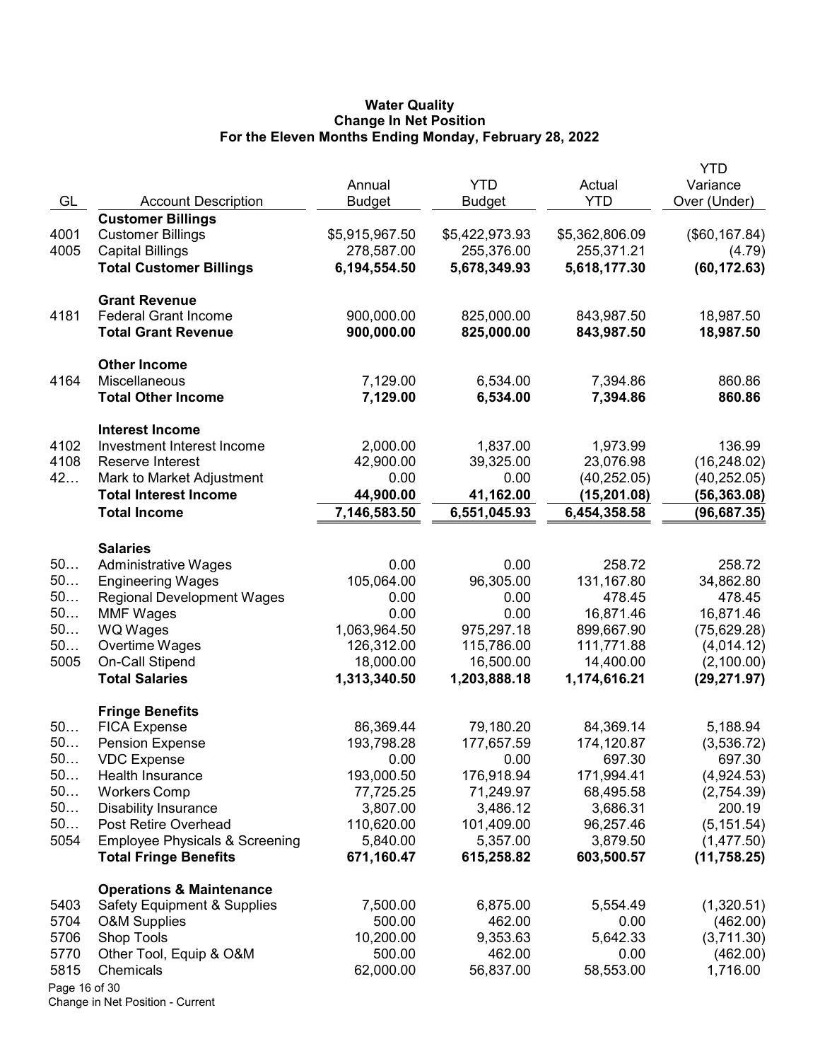# Water Quality
## Change In Net Position
### For the Eleven Months Ending Monday, February 28, 2022

| GL | Account Description | Annual Budget | YTD Budget | Actual YTD | YTD Variance Over (Under) |
|---|---|---|---|---|---|
| | **Customer Billings** | | | | |
| 4001 | Customer Billings | $5,915,967.50 | $5,422,973.93 | $5,362,806.09 | ($60,167.84) |
| 4005 | Capital Billings | 278,587.00 | 255,376.00 | 255,371.21 | (4.79) |
| | **Total Customer Billings** | **6,194,554.50** | **5,678,349.93** | **5,618,177.30** | **(60,172.63)** |
| | **Grant Revenue** | | | | |
| 4181 | Federal Grant Income | 900,000.00 | 825,000.00 | 843,987.50 | 18,987.50 |
| | **Total Grant Revenue** | **900,000.00** | **825,000.00** | **843,987.50** | **18,987.50** |
| | **Other Income** | | | | |
| 4164 | Miscellaneous | 7,129.00 | 6,534.00 | 7,394.86 | 860.86 |
| | **Total Other Income** | **7,129.00** | **6,534.00** | **7,394.86** | **860.86** |
| | **Interest Income** | | | | |
| 4102 | Investment Interest Income | 2,000.00 | 1,837.00 | 1,973.99 | 136.99 |
| 4108 | Reserve Interest | 42,900.00 | 39,325.00 | 23,076.98 | (16,248.02) |
| 42… | Mark to Market Adjustment | 0.00 | 0.00 | (40,252.05) | (40,252.05) |
| | **Total Interest Income** | **44,900.00** | **41,162.00** | **(15,201.08)** | **(56,363.08)** |
| | **Total Income** | **7,146,583.50** | **6,551,045.93** | **6,454,358.58** | **(96,687.35)** |
| | **Salaries** | | | | |
| 50… | Administrative Wages | 0.00 | 0.00 | 258.72 | 258.72 |
| 50… | Engineering Wages | 105,064.00 | 96,305.00 | 131,167.80 | 34,862.80 |
| 50… | Regional Development Wages | 0.00 | 0.00 | 478.45 | 478.45 |
| 50… | MMF Wages | 0.00 | 0.00 | 16,871.46 | 16,871.46 |
| 50… | WQ Wages | 1,063,964.50 | 975,297.18 | 899,667.90 | (75,629.28) |
| 50… | Overtime Wages | 126,312.00 | 115,786.00 | 111,771.88 | (4,014.12) |
| 5005 | On-Call Stipend | 18,000.00 | 16,500.00 | 14,400.00 | (2,100.00) |
| | **Total Salaries** | **1,313,340.50** | **1,203,888.18** | **1,174,616.21** | **(29,271.97)** |
| | **Fringe Benefits** | | | | |
| 50… | FICA Expense | 86,369.44 | 79,180.20 | 84,369.14 | 5,188.94 |
| 50… | Pension Expense | 193,798.28 | 177,657.59 | 174,120.87 | (3,536.72) |
| 50… | VDC Expense | 0.00 | 0.00 | 697.30 | 697.30 |
| 50… | Health Insurance | 193,000.50 | 176,918.94 | 171,994.41 | (4,924.53) |
| 50… | Workers Comp | 77,725.25 | 71,249.97 | 68,495.58 | (2,754.39) |
| 50… | Disability Insurance | 3,807.00 | 3,486.12 | 3,686.31 | 200.19 |
| 50… | Post Retire Overhead | 110,620.00 | 101,409.00 | 96,257.46 | (5,151.54) |
| 5054 | Employee Physicals & Screening | 5,840.00 | 5,357.00 | 3,879.50 | (1,477.50) |
| | **Total Fringe Benefits** | **671,160.47** | **615,258.82** | **603,500.57** | **(11,758.25)** |
| | **Operations & Maintenance** | | | | |
| 5403 | Safety Equipment & Supplies | 7,500.00 | 6,875.00 | 5,554.49 | (1,320.51) |
| 5704 | O&M Supplies | 500.00 | 462.00 | 0.00 | (462.00) |
| 5706 | Shop Tools | 10,200.00 | 9,353.63 | 5,642.33 | (3,711.30) |
| 5770 | Other Tool, Equip & O&M | 500.00 | 462.00 | 0.00 | (462.00) |
| 5815 | Chemicals | 62,000.00 | 56,837.00 | 58,553.00 | 1,716.00 |

Change in Net Position - Current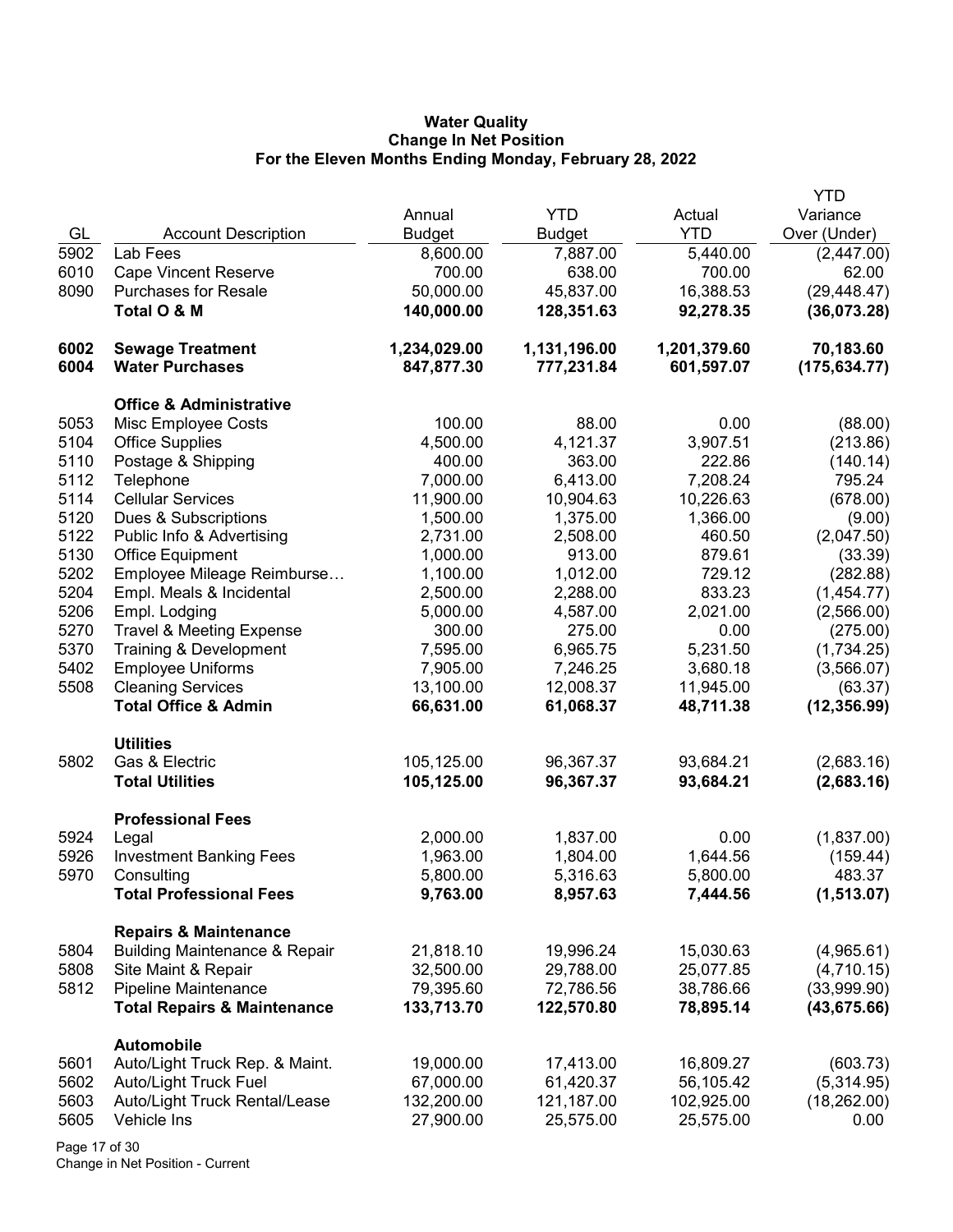**Water Quality**
**Change In Net Position**
**For the Eleven Months Ending Monday, February 28, 2022**

| GL | Account Description | Annual Budget | YTD Budget | Actual YTD | YTD Variance Over (Under) |
|---|---|---|---|---|---|
| 5902 | Lab Fees | 8,600.00 | 7,887.00 | 5,440.00 | (2,447.00) |
| 6010 | Cape Vincent Reserve | 700.00 | 638.00 | 700.00 | 62.00 |
| 8090 | Purchases for Resale | 50,000.00 | 45,837.00 | 16,388.53 | (29,448.47) |
| | **Total O & M** | **140,000.00** | **128,351.63** | **92,278.35** | **(36,073.28)** |
| | | | | | |
| **6002** | **Sewage Treatment** | **1,234,029.00** | **1,131,196.00** | **1,201,379.60** | **70,183.60** |
| **6004** | **Water Purchases** | **847,877.30** | **777,231.84** | **601,597.07** | **(175,634.77)** |
| | | | | | |
| | **Office & Administrative** | | | | |
| 5053 | Misc Employee Costs | 100.00 | 88.00 | 0.00 | (88.00) |
| 5104 | Office Supplies | 4,500.00 | 4,121.37 | 3,907.51 | (213.86) |
| 5110 | Postage & Shipping | 400.00 | 363.00 | 222.86 | (140.14) |
| 5112 | Telephone | 7,000.00 | 6,413.00 | 7,208.24 | 795.24 |
| 5114 | Cellular Services | 11,900.00 | 10,904.63 | 10,226.63 | (678.00) |
| 5120 | Dues & Subscriptions | 1,500.00 | 1,375.00 | 1,366.00 | (9.00) |
| 5122 | Public Info & Advertising | 2,731.00 | 2,508.00 | 460.50 | (2,047.50) |
| 5130 | Office Equipment | 1,000.00 | 913.00 | 879.61 | (33.39) |
| 5202 | Employee Mileage Reimburse… | 1,100.00 | 1,012.00 | 729.12 | (282.88) |
| 5204 | Empl. Meals & Incidental | 2,500.00 | 2,288.00 | 833.23 | (1,454.77) |
| 5206 | Empl. Lodging | 5,000.00 | 4,587.00 | 2,021.00 | (2,566.00) |
| 5270 | Travel & Meeting Expense | 300.00 | 275.00 | 0.00 | (275.00) |
| 5370 | Training & Development | 7,595.00 | 6,965.75 | 5,231.50 | (1,734.25) |
| 5402 | Employee Uniforms | 7,905.00 | 7,246.25 | 3,680.18 | (3,566.07) |
| 5508 | Cleaning Services | 13,100.00 | 12,008.37 | 11,945.00 | (63.37) |
| | **Total Office & Admin** | **66,631.00** | **61,068.37** | **48,711.38** | **(12,356.99)** |
| | | | | | |
| | **Utilities** | | | | |
| 5802 | Gas & Electric | 105,125.00 | 96,367.37 | 93,684.21 | (2,683.16) |
| | **Total Utilities** | **105,125.00** | **96,367.37** | **93,684.21** | **(2,683.16)** |
| | | | | | |
| | **Professional Fees** | | | | |
| 5924 | Legal | 2,000.00 | 1,837.00 | 0.00 | (1,837.00) |
| 5926 | Investment Banking Fees | 1,963.00 | 1,804.00 | 1,644.56 | (159.44) |
| 5970 | Consulting | 5,800.00 | 5,316.63 | 5,800.00 | 483.37 |
| | **Total Professional Fees** | **9,763.00** | **8,957.63** | **7,444.56** | **(1,513.07)** |
| | | | | | |
| | **Repairs & Maintenance** | | | | |
| 5804 | Building Maintenance & Repair | 21,818.10 | 19,996.24 | 15,030.63 | (4,965.61) |
| 5808 | Site Maint & Repair | 32,500.00 | 29,788.00 | 25,077.85 | (4,710.15) |
| 5812 | Pipeline Maintenance | 79,395.60 | 72,786.56 | 38,786.66 | (33,999.90) |
| | **Total Repairs & Maintenance** | **133,713.70** | **122,570.80** | **78,895.14** | **(43,675.66)** |
| | | | | | |
| | **Automobile** | | | | |
| 5601 | Auto/Light Truck Rep. & Maint. | 19,000.00 | 17,413.00 | 16,809.27 | (603.73) |
| 5602 | Auto/Light Truck Fuel | 67,000.00 | 61,420.37 | 56,105.42 | (5,314.95) |
| 5603 | Auto/Light Truck Rental/Lease | 132,200.00 | 121,187.00 | 102,925.00 | (18,262.00) |
| 5605 | Vehicle Ins | 27,900.00 | 25,575.00 | 25,575.00 | 0.00 |

Change in Net Position - Current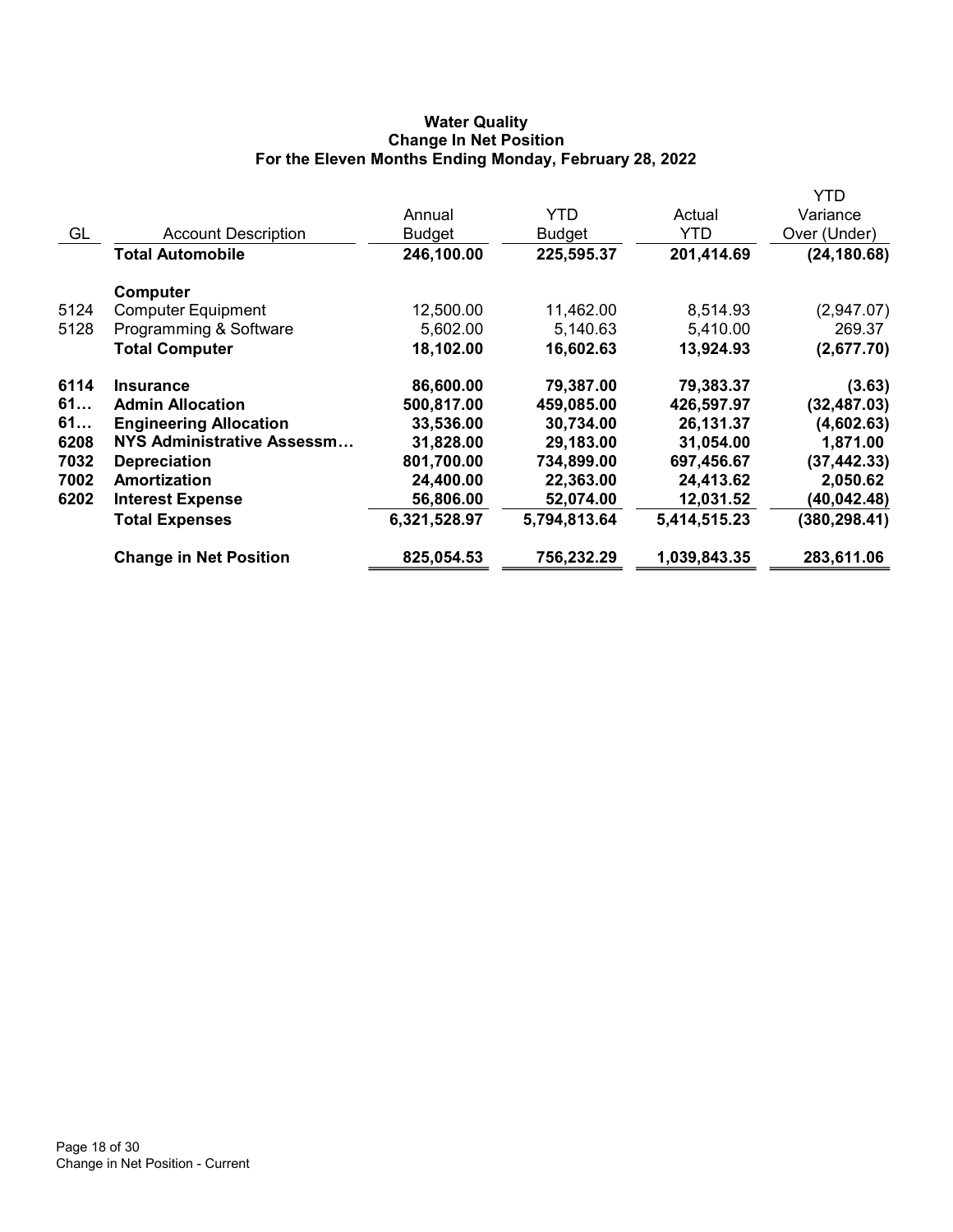**Water Quality**
**Change In Net Position**
**For the Eleven Months Ending Monday, February 28, 2022**

| GL | Account Description | Annual Budget | YTD Budget | Actual YTD | YTD Variance Over (Under) |
|---|---|---|---|---|---|
| | **Total Automobile** | **246,100.00** | **225,595.37** | **201,414.69** | **(24,180.68)** |
| | **Computer** | | | | |
| 5124 | Computer Equipment | 12,500.00 | 11,462.00 | 8,514.93 | (2,947.07) |
| 5128 | Programming & Software | 5,602.00 | 5,140.63 | 5,410.00 | 269.37 |
| | **Total Computer** | **18,102.00** | **16,602.63** | **13,924.93** | **(2,677.70)** |
| **6114** | **Insurance** | **86,600.00** | **79,387.00** | **79,383.37** | **(3.63)** |
| **61…** | **Admin Allocation** | **500,817.00** | **459,085.00** | **426,597.97** | **(32,487.03)** |
| **61…** | **Engineering Allocation** | **33,536.00** | **30,734.00** | **26,131.37** | **(4,602.63)** |
| **6208** | **NYS Administrative Assessm…** | **31,828.00** | **29,183.00** | **31,054.00** | **1,871.00** |
| **7032** | **Depreciation** | **801,700.00** | **734,899.00** | **697,456.67** | **(37,442.33)** |
| **7002** | **Amortization** | **24,400.00** | **22,363.00** | **24,413.62** | **2,050.62** |
| **6202** | **Interest Expense** | **56,806.00** | **52,074.00** | **12,031.52** | **(40,042.48)** |
| | **Total Expenses** | **6,321,528.97** | **5,794,813.64** | **5,414,515.23** | **(380,298.41)** |
| | **Change in Net Position** | **825,054.53** | **756,232.29** | **1,039,843.35** | **283,611.06** |

Change in Net Position - Current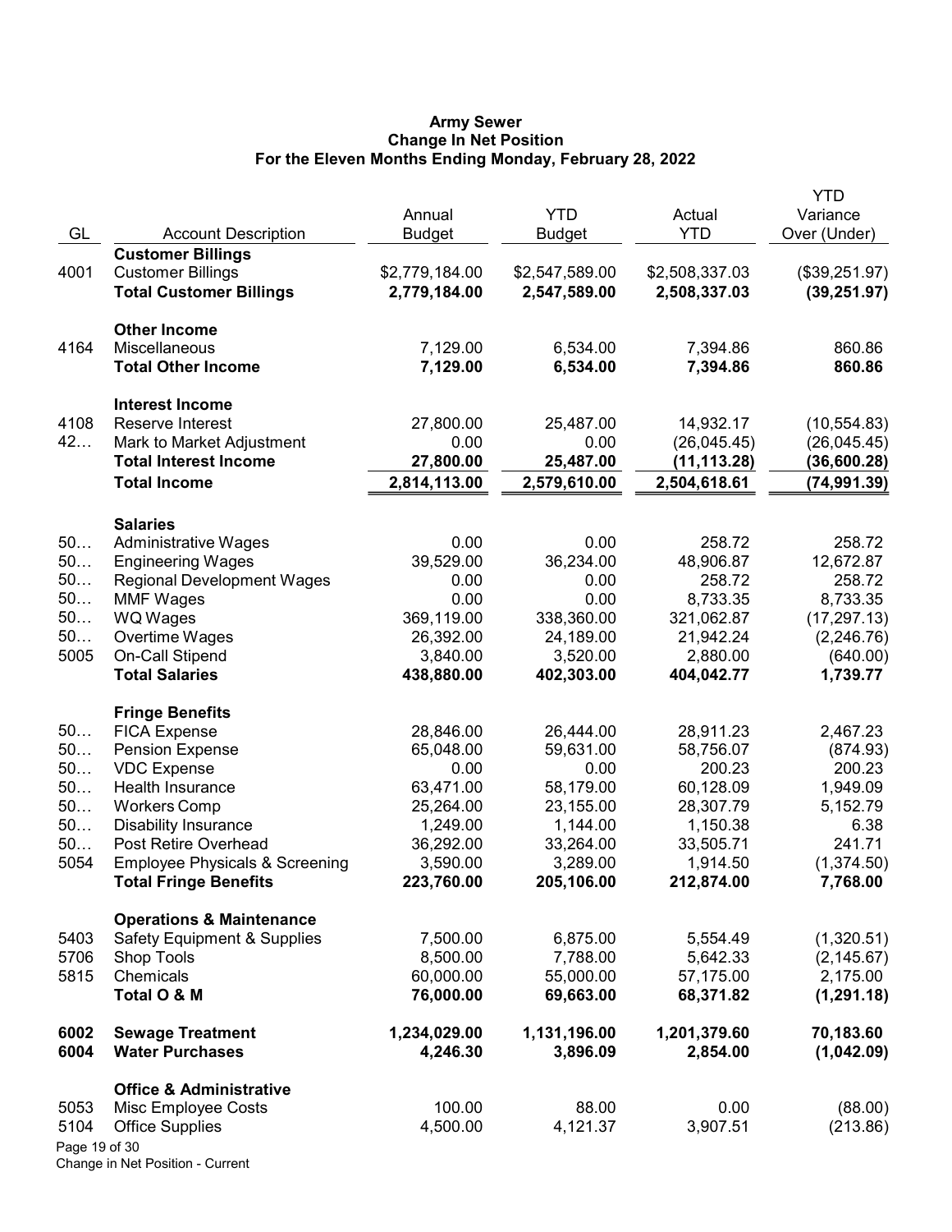**Army Sewer**
**Change In Net Position**
**For the Eleven Months Ending Monday, February 28, 2022**

| GL | Account Description | Annual Budget | YTD Budget | Actual YTD | YTD Variance Over (Under) |
|---|---|---|---|---|---|
| | **Customer Billings** | | | | |
| 4001 | Customer Billings | $2,779,184.00 | $2,547,589.00 | $2,508,337.03 | ($39,251.97) |
| | **Total Customer Billings** | **2,779,184.00** | **2,547,589.00** | **2,508,337.03** | **(39,251.97)** |
| | **Other Income** | | | | |
| 4164 | Miscellaneous | 7,129.00 | 6,534.00 | 7,394.86 | 860.86 |
| | **Total Other Income** | **7,129.00** | **6,534.00** | **7,394.86** | **860.86** |
| | **Interest Income** | | | | |
| 4108 | Reserve Interest | 27,800.00 | 25,487.00 | 14,932.17 | (10,554.83) |
| 42… | Mark to Market Adjustment | 0.00 | 0.00 | (26,045.45) | (26,045.45) |
| | **Total Interest Income** | **27,800.00** | **25,487.00** | **(11,113.28)** | **(36,600.28)** |
| | **Total Income** | **2,814,113.00** | **2,579,610.00** | **2,504,618.61** | **(74,991.39)** |
| | **Salaries** | | | | |
| 50… | Administrative Wages | 0.00 | 0.00 | 258.72 | 258.72 |
| 50… | Engineering Wages | 39,529.00 | 36,234.00 | 48,906.87 | 12,672.87 |
| 50… | Regional Development Wages | 0.00 | 0.00 | 258.72 | 258.72 |
| 50… | MMF Wages | 0.00 | 0.00 | 8,733.35 | 8,733.35 |
| 50… | WQ Wages | 369,119.00 | 338,360.00 | 321,062.87 | (17,297.13) |
| 50… | Overtime Wages | 26,392.00 | 24,189.00 | 21,942.24 | (2,246.76) |
| 5005 | On-Call Stipend | 3,840.00 | 3,520.00 | 2,880.00 | (640.00) |
| | **Total Salaries** | **438,880.00** | **402,303.00** | **404,042.77** | **1,739.77** |
| | **Fringe Benefits** | | | | |
| 50… | FICA Expense | 28,846.00 | 26,444.00 | 28,911.23 | 2,467.23 |
| 50… | Pension Expense | 65,048.00 | 59,631.00 | 58,756.07 | (874.93) |
| 50… | VDC Expense | 0.00 | 0.00 | 200.23 | 200.23 |
| 50… | Health Insurance | 63,471.00 | 58,179.00 | 60,128.09 | 1,949.09 |
| 50… | Workers Comp | 25,264.00 | 23,155.00 | 28,307.79 | 5,152.79 |
| 50… | Disability Insurance | 1,249.00 | 1,144.00 | 1,150.38 | 6.38 |
| 50… | Post Retire Overhead | 36,292.00 | 33,264.00 | 33,505.71 | 241.71 |
| 5054 | Employee Physicals & Screening | 3,590.00 | 3,289.00 | 1,914.50 | (1,374.50) |
| | **Total Fringe Benefits** | **223,760.00** | **205,106.00** | **212,874.00** | **7,768.00** |
| | **Operations & Maintenance** | | | | |
| 5403 | Safety Equipment & Supplies | 7,500.00 | 6,875.00 | 5,554.49 | (1,320.51) |
| 5706 | Shop Tools | 8,500.00 | 7,788.00 | 5,642.33 | (2,145.67) |
| 5815 | Chemicals | 60,000.00 | 55,000.00 | 57,175.00 | 2,175.00 |
| | **Total O & M** | **76,000.00** | **69,663.00** | **68,371.82** | **(1,291.18)** |
| **6002** | **Sewage Treatment** | **1,234,029.00** | **1,131,196.00** | **1,201,379.60** | **70,183.60** |
| **6004** | **Water Purchases** | **4,246.30** | **3,896.09** | **2,854.00** | **(1,042.09)** |
| | **Office & Administrative** | | | | |
| 5053 | Misc Employee Costs | 100.00 | 88.00 | 0.00 | (88.00) |
| 5104 | Office Supplies | 4,500.00 | 4,121.37 | 3,907.51 | (213.86) |

Change in Net Position - Current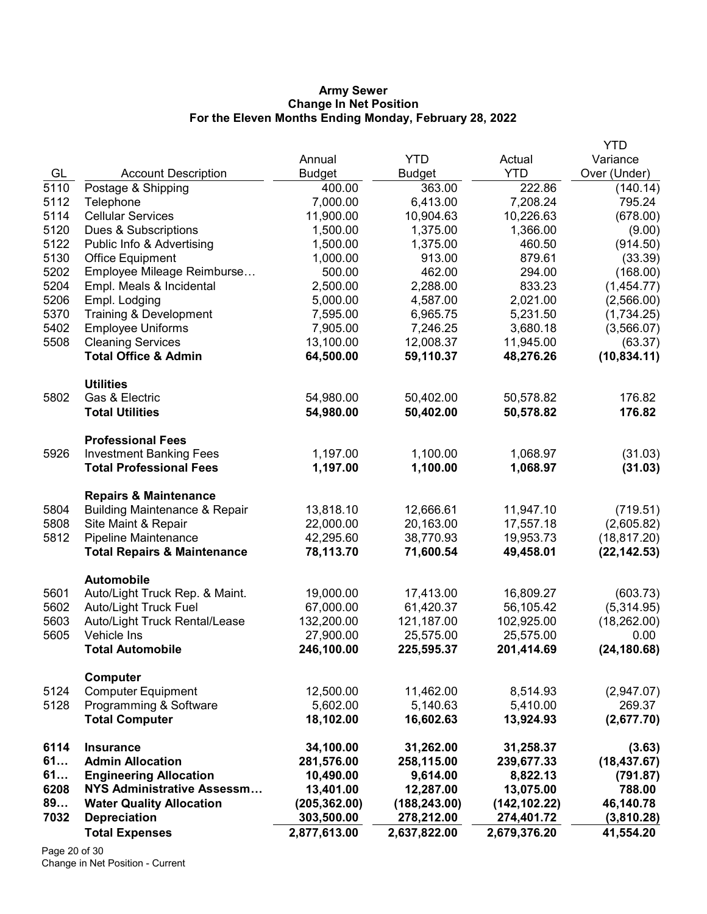**Army Sewer**
**Change In Net Position**
**For the Eleven Months Ending Monday, February 28, 2022**

| GL | Account Description | Annual Budget | YTD Budget | Actual YTD | YTD Variance Over (Under) |
|---|---|---|---|---|---|
| 5110 | Postage & Shipping | 400.00 | 363.00 | 222.86 | (140.14) |
| 5112 | Telephone | 7,000.00 | 6,413.00 | 7,208.24 | 795.24 |
| 5114 | Cellular Services | 11,900.00 | 10,904.63 | 10,226.63 | (678.00) |
| 5120 | Dues & Subscriptions | 1,500.00 | 1,375.00 | 1,366.00 | (9.00) |
| 5122 | Public Info & Advertising | 1,500.00 | 1,375.00 | 460.50 | (914.50) |
| 5130 | Office Equipment | 1,000.00 | 913.00 | 879.61 | (33.39) |
| 5202 | Employee Mileage Reimburse… | 500.00 | 462.00 | 294.00 | (168.00) |
| 5204 | Empl. Meals & Incidental | 2,500.00 | 2,288.00 | 833.23 | (1,454.77) |
| 5206 | Empl. Lodging | 5,000.00 | 4,587.00 | 2,021.00 | (2,566.00) |
| 5370 | Training & Development | 7,595.00 | 6,965.75 | 5,231.50 | (1,734.25) |
| 5402 | Employee Uniforms | 7,905.00 | 7,246.25 | 3,680.18 | (3,566.07) |
| 5508 | Cleaning Services | 13,100.00 | 12,008.37 | 11,945.00 | (63.37) |
| | **Total Office & Admin** | **64,500.00** | **59,110.37** | **48,276.26** | **(10,834.11)** |
| | **Utilities** | | | | |
| 5802 | Gas & Electric | 54,980.00 | 50,402.00 | 50,578.82 | 176.82 |
| | **Total Utilities** | **54,980.00** | **50,402.00** | **50,578.82** | **176.82** |
| | **Professional Fees** | | | | |
| 5926 | Investment Banking Fees | 1,197.00 | 1,100.00 | 1,068.97 | (31.03) |
| | **Total Professional Fees** | **1,197.00** | **1,100.00** | **1,068.97** | **(31.03)** |
| | **Repairs & Maintenance** | | | | |
| 5804 | Building Maintenance & Repair | 13,818.10 | 12,666.61 | 11,947.10 | (719.51) |
| 5808 | Site Maint & Repair | 22,000.00 | 20,163.00 | 17,557.18 | (2,605.82) |
| 5812 | Pipeline Maintenance | 42,295.60 | 38,770.93 | 19,953.73 | (18,817.20) |
| | **Total Repairs & Maintenance** | **78,113.70** | **71,600.54** | **49,458.01** | **(22,142.53)** |
| | **Automobile** | | | | |
| 5601 | Auto/Light Truck Rep. & Maint. | 19,000.00 | 17,413.00 | 16,809.27 | (603.73) |
| 5602 | Auto/Light Truck Fuel | 67,000.00 | 61,420.37 | 56,105.42 | (5,314.95) |
| 5603 | Auto/Light Truck Rental/Lease | 132,200.00 | 121,187.00 | 102,925.00 | (18,262.00) |
| 5605 | Vehicle Ins | 27,900.00 | 25,575.00 | 25,575.00 | 0.00 |
| | **Total Automobile** | **246,100.00** | **225,595.37** | **201,414.69** | **(24,180.68)** |
| | **Computer** | | | | |
| 5124 | Computer Equipment | 12,500.00 | 11,462.00 | 8,514.93 | (2,947.07) |
| 5128 | Programming & Software | 5,602.00 | 5,140.63 | 5,410.00 | 269.37 |
| | **Total Computer** | **18,102.00** | **16,602.63** | **13,924.93** | **(2,677.70)** |
| **6114** | **Insurance** | **34,100.00** | **31,262.00** | **31,258.37** | **(3.63)** |
| **61…** | **Admin Allocation** | **281,576.00** | **258,115.00** | **239,677.33** | **(18,437.67)** |
| **61…** | **Engineering Allocation** | **10,490.00** | **9,614.00** | **8,822.13** | **(791.87)** |
| **6208** | **NYS Administrative Assessm…** | **13,401.00** | **12,287.00** | **13,075.00** | **788.00** |
| **89…** | **Water Quality Allocation** | **(205,362.00)** | **(188,243.00)** | **(142,102.22)** | **46,140.78** |
| **7032** | **Depreciation** | **303,500.00** | **278,212.00** | **274,401.72** | **(3,810.28)** |
| | **Total Expenses** | **2,877,613.00** | **2,637,822.00** | **2,679,376.20** | **41,554.20** |

Change in Net Position - Current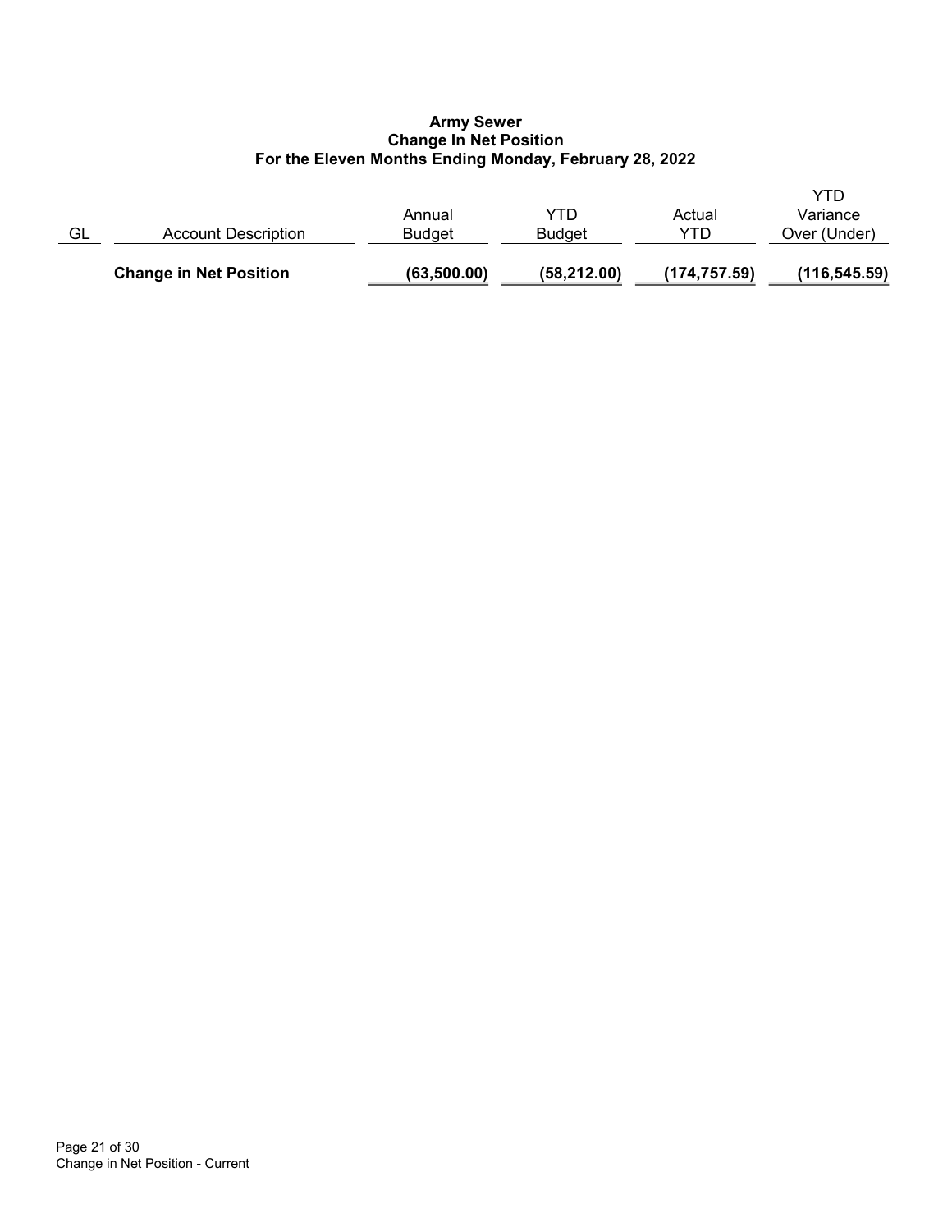**Army Sewer**
**Change In Net Position**
**For the Eleven Months Ending Monday, February 28, 2022**

| GL | Account Description | Annual Budget | YTD Budget | Actual YTD | YTD Variance Over (Under) |
|---|---|---|---|---|---|
| | **Change in Net Position** | **(63,500.00)** | **(58,212.00)** | **(174,757.59)** | **(116,545.59)** |

Change in Net Position - Current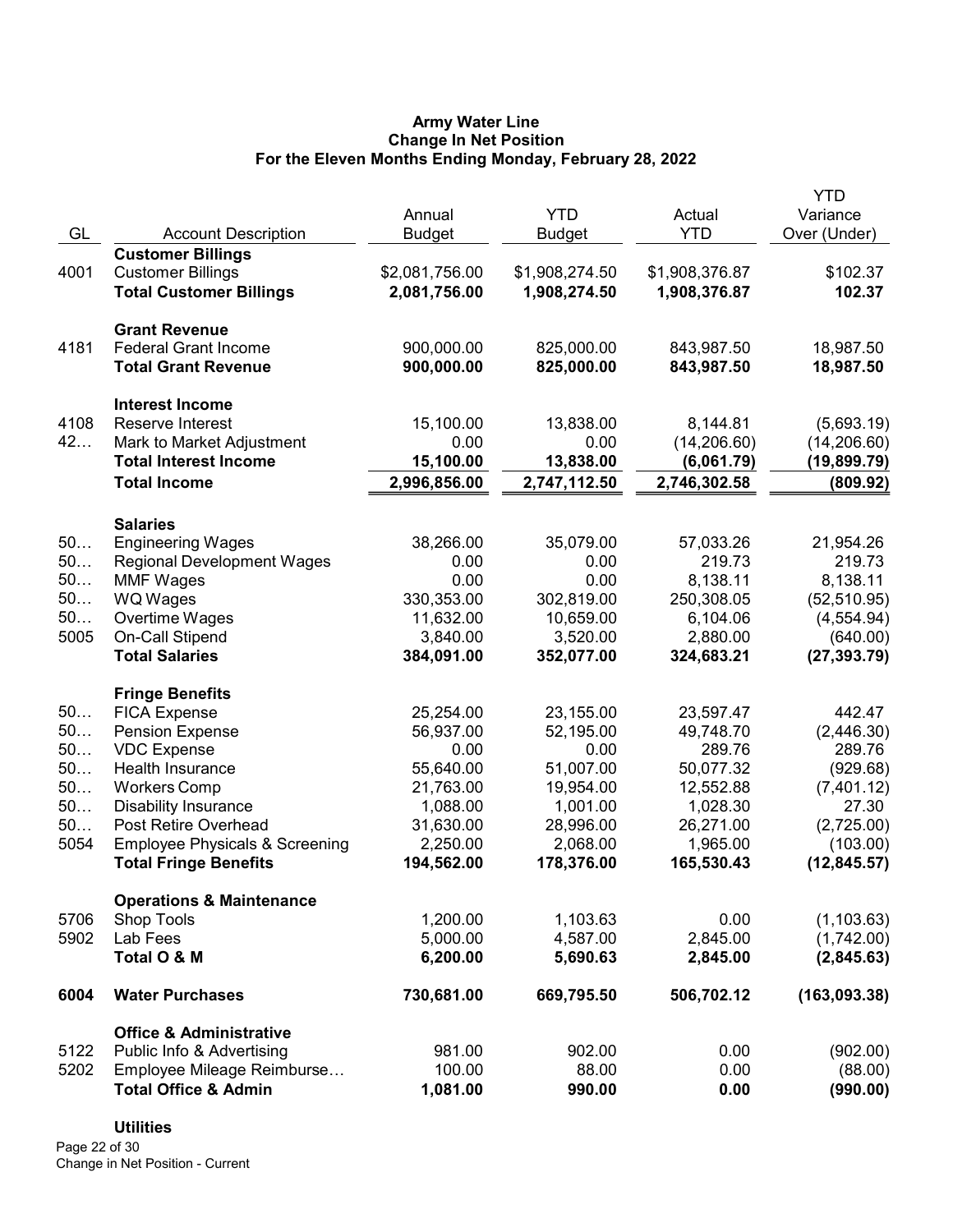# Army Water Line
## Change In Net Position
### For the Eleven Months Ending Monday, February 28, 2022

| GL | Account Description | Annual Budget | YTD Budget | Actual YTD | YTD Variance Over (Under) |
|---|---|---|---|---|---|
| | **Customer Billings** | | | | |
| 4001 | Customer Billings | $2,081,756.00 | $1,908,274.50 | $1,908,376.87 | $102.37 |
| | **Total Customer Billings** | **2,081,756.00** | **1,908,274.50** | **1,908,376.87** | **102.37** |
| | **Grant Revenue** | | | | |
| 4181 | Federal Grant Income | 900,000.00 | 825,000.00 | 843,987.50 | 18,987.50 |
| | **Total Grant Revenue** | **900,000.00** | **825,000.00** | **843,987.50** | **18,987.50** |
| | **Interest Income** | | | | |
| 4108 | Reserve Interest | 15,100.00 | 13,838.00 | 8,144.81 | (5,693.19) |
| 42… | Mark to Market Adjustment | 0.00 | 0.00 | (14,206.60) | (14,206.60) |
| | **Total Interest Income** | **15,100.00** | **13,838.00** | **(6,061.79)** | **(19,899.79)** |
| | **Total Income** | **2,996,856.00** | **2,747,112.50** | **2,746,302.58** | **(809.92)** |
| | **Salaries** | | | | |
| 50… | Engineering Wages | 38,266.00 | 35,079.00 | 57,033.26 | 21,954.26 |
| 50… | Regional Development Wages | 0.00 | 0.00 | 219.73 | 219.73 |
| 50… | MMF Wages | 0.00 | 0.00 | 8,138.11 | 8,138.11 |
| 50… | WQ Wages | 330,353.00 | 302,819.00 | 250,308.05 | (52,510.95) |
| 50… | Overtime Wages | 11,632.00 | 10,659.00 | 6,104.06 | (4,554.94) |
| 5005 | On-Call Stipend | 3,840.00 | 3,520.00 | 2,880.00 | (640.00) |
| | **Total Salaries** | **384,091.00** | **352,077.00** | **324,683.21** | **(27,393.79)** |
| | **Fringe Benefits** | | | | |
| 50… | FICA Expense | 25,254.00 | 23,155.00 | 23,597.47 | 442.47 |
| 50… | Pension Expense | 56,937.00 | 52,195.00 | 49,748.70 | (2,446.30) |
| 50… | VDC Expense | 0.00 | 0.00 | 289.76 | 289.76 |
| 50… | Health Insurance | 55,640.00 | 51,007.00 | 50,077.32 | (929.68) |
| 50… | Workers Comp | 21,763.00 | 19,954.00 | 12,552.88 | (7,401.12) |
| 50… | Disability Insurance | 1,088.00 | 1,001.00 | 1,028.30 | 27.30 |
| 50… | Post Retire Overhead | 31,630.00 | 28,996.00 | 26,271.00 | (2,725.00) |
| 5054 | Employee Physicals & Screening | 2,250.00 | 2,068.00 | 1,965.00 | (103.00) |
| | **Total Fringe Benefits** | **194,562.00** | **178,376.00** | **165,530.43** | **(12,845.57)** |
| | **Operations & Maintenance** | | | | |
| 5706 | Shop Tools | 1,200.00 | 1,103.63 | 0.00 | (1,103.63) |
| 5902 | Lab Fees | 5,000.00 | 4,587.00 | 2,845.00 | (1,742.00) |
| | **Total O & M** | **6,200.00** | **5,690.63** | **2,845.00** | **(2,845.63)** |
| **6004** | **Water Purchases** | **730,681.00** | **669,795.50** | **506,702.12** | **(163,093.38)** |
| | **Office & Administrative** | | | | |
| 5122 | Public Info & Advertising | 981.00 | 902.00 | 0.00 | (902.00) |
| 5202 | Employee Mileage Reimburse… | 100.00 | 88.00 | 0.00 | (88.00) |
| | **Total Office & Admin** | **1,081.00** | **990.00** | **0.00** | **(990.00)** |
| | **Utilities** | | | | |

Change in Net Position - Current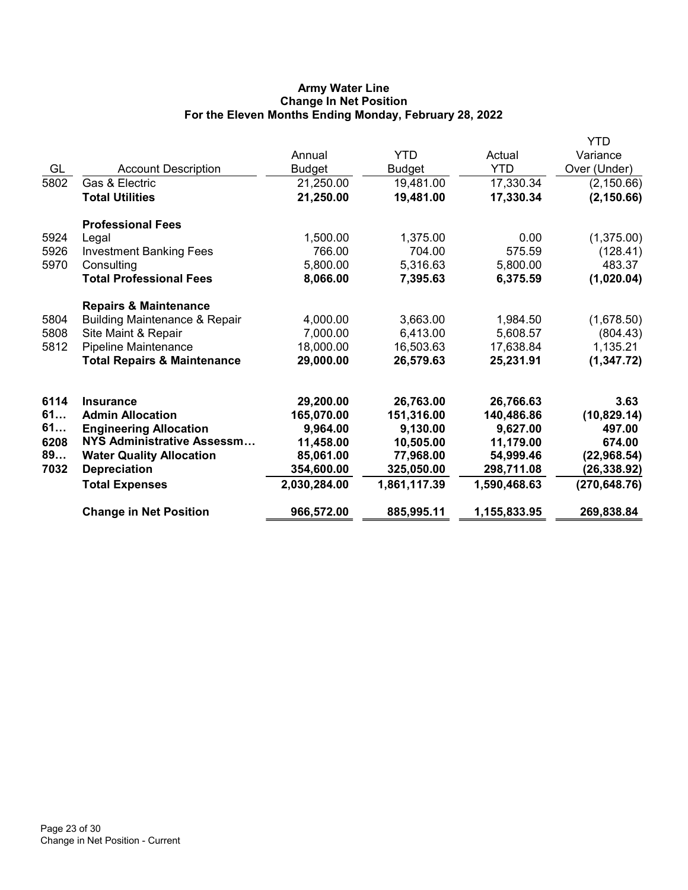# Army Water Line
## Change In Net Position
### For the Eleven Months Ending Monday, February 28, 2022

| GL | Account Description | Annual Budget | YTD Budget | Actual YTD | YTD Variance Over (Under) |
|---|---|---|---|---|---|
| 5802 | Gas & Electric | 21,250.00 | 19,481.00 | 17,330.34 | (2,150.66) |
| | **Total Utilities** | **21,250.00** | **19,481.00** | **17,330.34** | **(2,150.66)** |
| | **Professional Fees** | | | | |
| 5924 | Legal | 1,500.00 | 1,375.00 | 0.00 | (1,375.00) |
| 5926 | Investment Banking Fees | 766.00 | 704.00 | 575.59 | (128.41) |
| 5970 | Consulting | 5,800.00 | 5,316.63 | 5,800.00 | 483.37 |
| | **Total Professional Fees** | **8,066.00** | **7,395.63** | **6,375.59** | **(1,020.04)** |
| | **Repairs & Maintenance** | | | | |
| 5804 | Building Maintenance & Repair | 4,000.00 | 3,663.00 | 1,984.50 | (1,678.50) |
| 5808 | Site Maint & Repair | 7,000.00 | 6,413.00 | 5,608.57 | (804.43) |
| 5812 | Pipeline Maintenance | 18,000.00 | 16,503.63 | 17,638.84 | 1,135.21 |
| | **Total Repairs & Maintenance** | **29,000.00** | **26,579.63** | **25,231.91** | **(1,347.72)** |
| **6114** | **Insurance** | **29,200.00** | **26,763.00** | **26,766.63** | **3.63** |
| **61…** | **Admin Allocation** | **165,070.00** | **151,316.00** | **140,486.86** | **(10,829.14)** |
| **61…** | **Engineering Allocation** | **9,964.00** | **9,130.00** | **9,627.00** | **497.00** |
| **6208** | **NYS Administrative Assessm…** | **11,458.00** | **10,505.00** | **11,179.00** | **674.00** |
| **89…** | **Water Quality Allocation** | **85,061.00** | **77,968.00** | **54,999.46** | **(22,968.54)** |
| **7032** | **Depreciation** | **354,600.00** | **325,050.00** | **298,711.08** | **(26,338.92)** |
| | **Total Expenses** | **2,030,284.00** | **1,861,117.39** | **1,590,468.63** | **(270,648.76)** |
| | **Change in Net Position** | **966,572.00** | **885,995.11** | **1,155,833.95** | **269,838.84** |

Change in Net Position - Current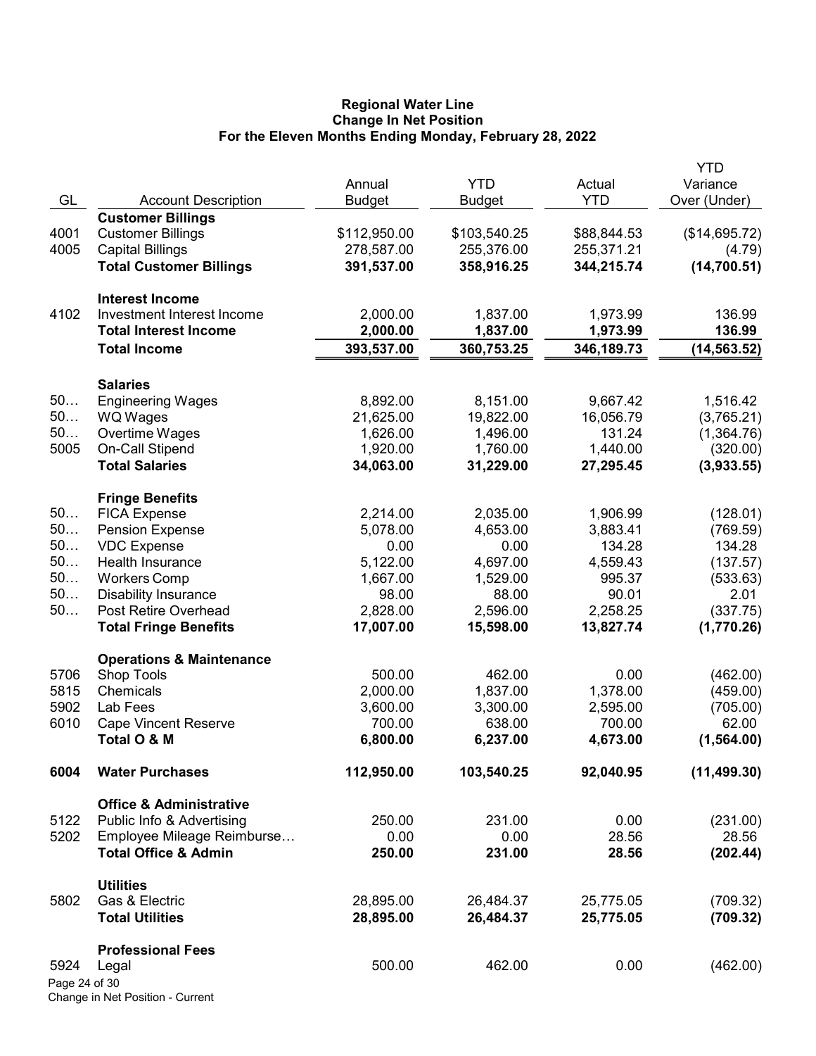# Regional Water Line
## Change In Net Position
### For the Eleven Months Ending Monday, February 28, 2022

| GL | Account Description | Annual Budget | YTD Budget | Actual YTD | YTD Variance Over (Under) |
|---|---|---|---|---|---|
| | **Customer Billings** | | | | |
| 4001 | Customer Billings | $112,950.00 | $103,540.25 | $88,844.53 | ($14,695.72) |
| 4005 | Capital Billings | 278,587.00 | 255,376.00 | 255,371.21 | (4.79) |
| | **Total Customer Billings** | **391,537.00** | **358,916.25** | **344,215.74** | **(14,700.51)** |
| | **Interest Income** | | | | |
| 4102 | Investment Interest Income | 2,000.00 | 1,837.00 | 1,973.99 | 136.99 |
| | **Total Interest Income** | **2,000.00** | **1,837.00** | **1,973.99** | **136.99** |
| | **Total Income** | **393,537.00** | **360,753.25** | **346,189.73** | **(14,563.52)** |
| | **Salaries** | | | | |
| 50… | Engineering Wages | 8,892.00 | 8,151.00 | 9,667.42 | 1,516.42 |
| 50… | WQ Wages | 21,625.00 | 19,822.00 | 16,056.79 | (3,765.21) |
| 50… | Overtime Wages | 1,626.00 | 1,496.00 | 131.24 | (1,364.76) |
| 5005 | On-Call Stipend | 1,920.00 | 1,760.00 | 1,440.00 | (320.00) |
| | **Total Salaries** | **34,063.00** | **31,229.00** | **27,295.45** | **(3,933.55)** |
| | **Fringe Benefits** | | | | |
| 50… | FICA Expense | 2,214.00 | 2,035.00 | 1,906.99 | (128.01) |
| 50… | Pension Expense | 5,078.00 | 4,653.00 | 3,883.41 | (769.59) |
| 50… | VDC Expense | 0.00 | 0.00 | 134.28 | 134.28 |
| 50… | Health Insurance | 5,122.00 | 4,697.00 | 4,559.43 | (137.57) |
| 50… | Workers Comp | 1,667.00 | 1,529.00 | 995.37 | (533.63) |
| 50… | Disability Insurance | 98.00 | 88.00 | 90.01 | 2.01 |
| 50… | Post Retire Overhead | 2,828.00 | 2,596.00 | 2,258.25 | (337.75) |
| | **Total Fringe Benefits** | **17,007.00** | **15,598.00** | **13,827.74** | **(1,770.26)** |
| | **Operations & Maintenance** | | | | |
| 5706 | Shop Tools | 500.00 | 462.00 | 0.00 | (462.00) |
| 5815 | Chemicals | 2,000.00 | 1,837.00 | 1,378.00 | (459.00) |
| 5902 | Lab Fees | 3,600.00 | 3,300.00 | 2,595.00 | (705.00) |
| 6010 | Cape Vincent Reserve | 700.00 | 638.00 | 700.00 | 62.00 |
| | **Total O & M** | **6,800.00** | **6,237.00** | **4,673.00** | **(1,564.00)** |
| **6004** | **Water Purchases** | **112,950.00** | **103,540.25** | **92,040.95** | **(11,499.30)** |
| | **Office & Administrative** | | | | |
| 5122 | Public Info & Advertising | 250.00 | 231.00 | 0.00 | (231.00) |
| 5202 | Employee Mileage Reimburse… | 0.00 | 0.00 | 28.56 | 28.56 |
| | **Total Office & Admin** | **250.00** | **231.00** | **28.56** | **(202.44)** |
| | **Utilities** | | | | |
| 5802 | Gas & Electric | 28,895.00 | 26,484.37 | 25,775.05 | (709.32) |
| | **Total Utilities** | **28,895.00** | **26,484.37** | **25,775.05** | **(709.32)** |
| | **Professional Fees** | | | | |
| 5924 | Legal | 500.00 | 462.00 | 0.00 | (462.00) |

Change in Net Position - Current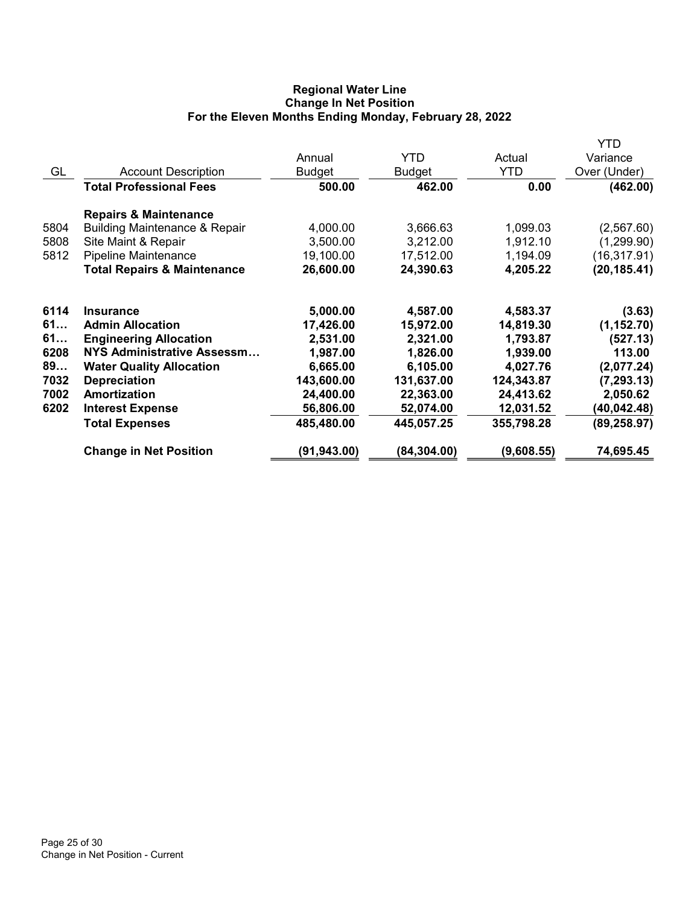**Regional Water Line**
**Change In Net Position**
**For the Eleven Months Ending Monday, February 28, 2022**

| GL | Account Description | Annual Budget | YTD Budget | Actual YTD | YTD Variance Over (Under) |
|---|---|---|---|---|---|
| | **Total Professional Fees** | **500.00** | **462.00** | **0.00** | **(462.00)** |
| | **Repairs & Maintenance** | | | | |
| 5804 | Building Maintenance & Repair | 4,000.00 | 3,666.63 | 1,099.03 | (2,567.60) |
| 5808 | Site Maint & Repair | 3,500.00 | 3,212.00 | 1,912.10 | (1,299.90) |
| 5812 | Pipeline Maintenance | 19,100.00 | 17,512.00 | 1,194.09 | (16,317.91) |
| | **Total Repairs & Maintenance** | **26,600.00** | **24,390.63** | **4,205.22** | **(20,185.41)** |
| **6114** | **Insurance** | **5,000.00** | **4,587.00** | **4,583.37** | **(3.63)** |
| **61…** | **Admin Allocation** | **17,426.00** | **15,972.00** | **14,819.30** | **(1,152.70)** |
| **61…** | **Engineering Allocation** | **2,531.00** | **2,321.00** | **1,793.87** | **(527.13)** |
| **6208** | **NYS Administrative Assessm…** | **1,987.00** | **1,826.00** | **1,939.00** | **113.00** |
| **89…** | **Water Quality Allocation** | **6,665.00** | **6,105.00** | **4,027.76** | **(2,077.24)** |
| **7032** | **Depreciation** | **143,600.00** | **131,637.00** | **124,343.87** | **(7,293.13)** |
| **7002** | **Amortization** | **24,400.00** | **22,363.00** | **24,413.62** | **2,050.62** |
| **6202** | **Interest Expense** | **56,806.00** | **52,074.00** | **12,031.52** | **(40,042.48)** |
| | **Total Expenses** | **485,480.00** | **445,057.25** | **355,798.28** | **(89,258.97)** |
| | **Change in Net Position** | **(91,943.00)** | **(84,304.00)** | **(9,608.55)** | **74,695.45** |

Change in Net Position - Current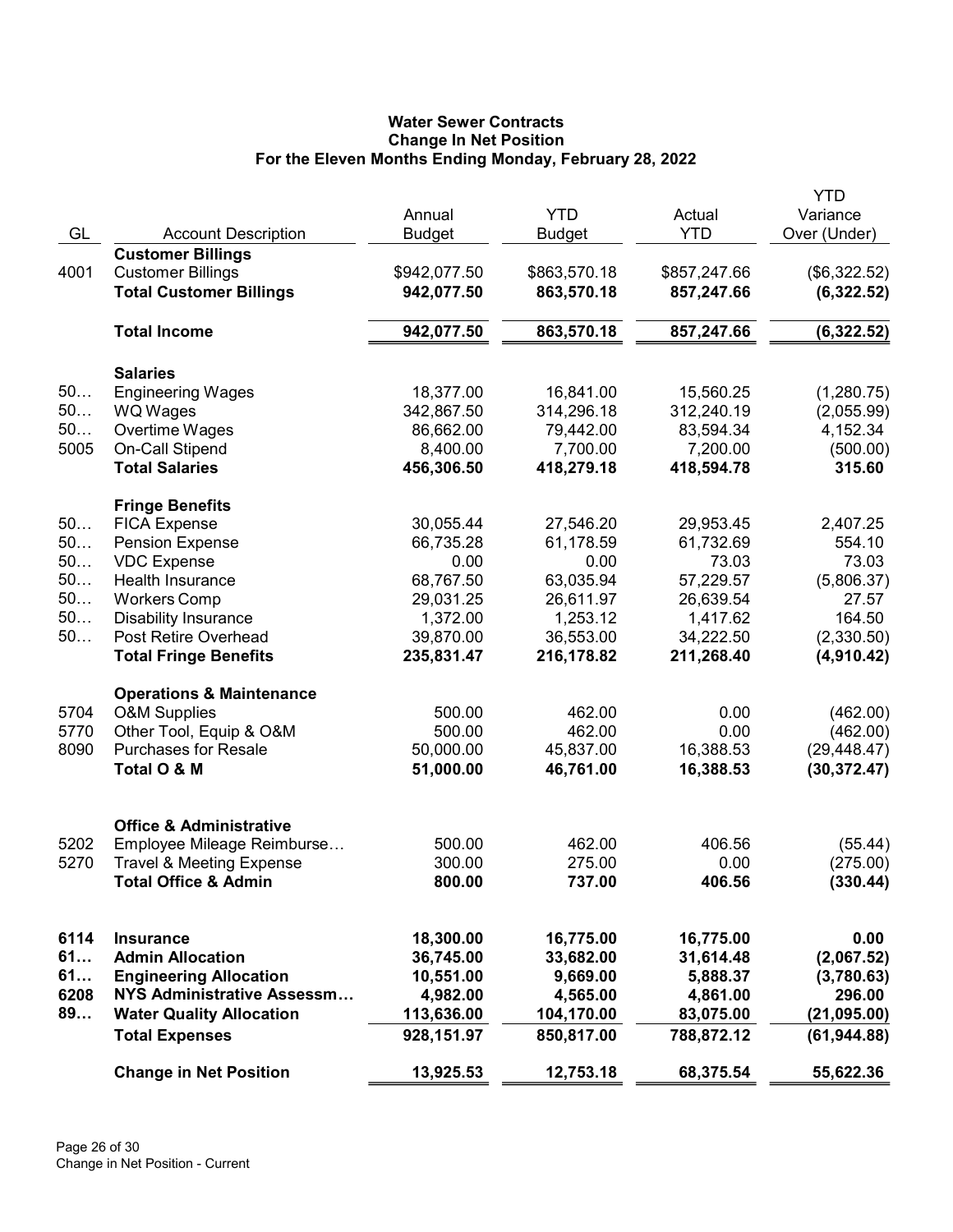# Water Sewer Contracts
## Change In Net Position
### For the Eleven Months Ending Monday, February 28, 2022

| GL | Account Description | Annual Budget | YTD Budget | Actual YTD | YTD Variance Over (Under) |
|---|---|---|---|---|---|
| | **Customer Billings** | | | | |
| 4001 | Customer Billings | $942,077.50 | $863,570.18 | $857,247.66 | ($6,322.52) |
| | **Total Customer Billings** | **942,077.50** | **863,570.18** | **857,247.66** | **(6,322.52)** |
| | **Total Income** | **942,077.50** | **863,570.18** | **857,247.66** | **(6,322.52)** |
| | **Salaries** | | | | |
| 50… | Engineering Wages | 18,377.00 | 16,841.00 | 15,560.25 | (1,280.75) |
| 50… | WQ Wages | 342,867.50 | 314,296.18 | 312,240.19 | (2,055.99) |
| 50… | Overtime Wages | 86,662.00 | 79,442.00 | 83,594.34 | 4,152.34 |
| 5005 | On-Call Stipend | 8,400.00 | 7,700.00 | 7,200.00 | (500.00) |
| | **Total Salaries** | **456,306.50** | **418,279.18** | **418,594.78** | **315.60** |
| | **Fringe Benefits** | | | | |
| 50… | FICA Expense | 30,055.44 | 27,546.20 | 29,953.45 | 2,407.25 |
| 50… | Pension Expense | 66,735.28 | 61,178.59 | 61,732.69 | 554.10 |
| 50… | VDC Expense | 0.00 | 0.00 | 73.03 | 73.03 |
| 50… | Health Insurance | 68,767.50 | 63,035.94 | 57,229.57 | (5,806.37) |
| 50… | Workers Comp | 29,031.25 | 26,611.97 | 26,639.54 | 27.57 |
| 50… | Disability Insurance | 1,372.00 | 1,253.12 | 1,417.62 | 164.50 |
| 50… | Post Retire Overhead | 39,870.00 | 36,553.00 | 34,222.50 | (2,330.50) |
| | **Total Fringe Benefits** | **235,831.47** | **216,178.82** | **211,268.40** | **(4,910.42)** |
| | **Operations & Maintenance** | | | | |
| 5704 | O&M Supplies | 500.00 | 462.00 | 0.00 | (462.00) |
| 5770 | Other Tool, Equip & O&M | 500.00 | 462.00 | 0.00 | (462.00) |
| 8090 | Purchases for Resale | 50,000.00 | 45,837.00 | 16,388.53 | (29,448.47) |
| | **Total O & M** | **51,000.00** | **46,761.00** | **16,388.53** | **(30,372.47)** |
| | **Office & Administrative** | | | | |
| 5202 | Employee Mileage Reimburse… | 500.00 | 462.00 | 406.56 | (55.44) |
| 5270 | Travel & Meeting Expense | 300.00 | 275.00 | 0.00 | (275.00) |
| | **Total Office & Admin** | **800.00** | **737.00** | **406.56** | **(330.44)** |
| **6114** | **Insurance** | **18,300.00** | **16,775.00** | **16,775.00** | **0.00** |
| **61…** | **Admin Allocation** | **36,745.00** | **33,682.00** | **31,614.48** | **(2,067.52)** |
| **61…** | **Engineering Allocation** | **10,551.00** | **9,669.00** | **5,888.37** | **(3,780.63)** |
| **6208** | **NYS Administrative Assessm…** | **4,982.00** | **4,565.00** | **4,861.00** | **296.00** |
| **89…** | **Water Quality Allocation** | **113,636.00** | **104,170.00** | **83,075.00** | **(21,095.00)** |
| | **Total Expenses** | **928,151.97** | **850,817.00** | **788,872.12** | **(61,944.88)** |
| | **Change in Net Position** | **13,925.53** | **12,753.18** | **68,375.54** | **55,622.36** |

Change in Net Position - Current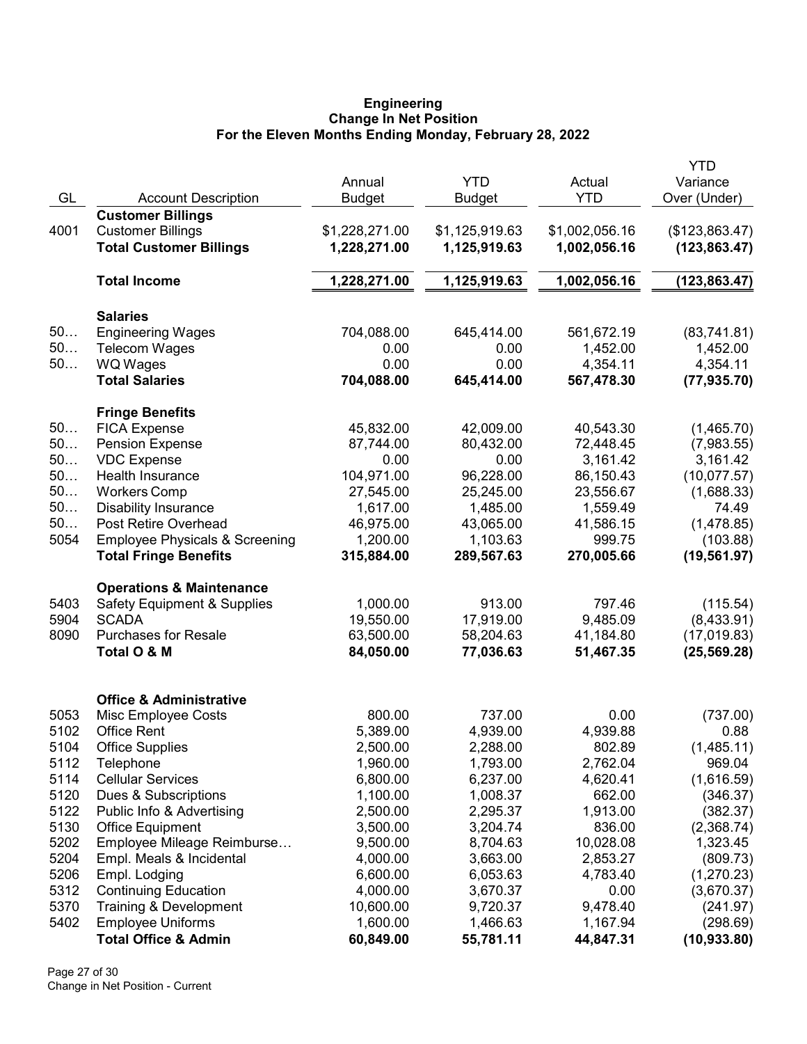**Engineering**
**Change In Net Position**
**For the Eleven Months Ending Monday, February 28, 2022**

| GL | Account Description | Annual Budget | YTD Budget | Actual YTD | YTD Variance Over (Under) |
|---|---|---|---|---|---|
| | **Customer Billings** | | | | |
| 4001 | Customer Billings | $1,228,271.00 | $1,125,919.63 | $1,002,056.16 | ($123,863.47) |
| | **Total Customer Billings** | **1,228,271.00** | **1,125,919.63** | **1,002,056.16** | **(123,863.47)** |
| | **Total Income** | **1,228,271.00** | **1,125,919.63** | **1,002,056.16** | **(123,863.47)** |
| | **Salaries** | | | | |
| 50… | Engineering Wages | 704,088.00 | 645,414.00 | 561,672.19 | (83,741.81) |
| 50… | Telecom Wages | 0.00 | 0.00 | 1,452.00 | 1,452.00 |
| 50… | WQ Wages | 0.00 | 0.00 | 4,354.11 | 4,354.11 |
| | **Total Salaries** | **704,088.00** | **645,414.00** | **567,478.30** | **(77,935.70)** |
| | **Fringe Benefits** | | | | |
| 50… | FICA Expense | 45,832.00 | 42,009.00 | 40,543.30 | (1,465.70) |
| 50… | Pension Expense | 87,744.00 | 80,432.00 | 72,448.45 | (7,983.55) |
| 50… | VDC Expense | 0.00 | 0.00 | 3,161.42 | 3,161.42 |
| 50… | Health Insurance | 104,971.00 | 96,228.00 | 86,150.43 | (10,077.57) |
| 50… | Workers Comp | 27,545.00 | 25,245.00 | 23,556.67 | (1,688.33) |
| 50… | Disability Insurance | 1,617.00 | 1,485.00 | 1,559.49 | 74.49 |
| 50… | Post Retire Overhead | 46,975.00 | 43,065.00 | 41,586.15 | (1,478.85) |
| 5054 | Employee Physicals & Screening | 1,200.00 | 1,103.63 | 999.75 | (103.88) |
| | **Total Fringe Benefits** | **315,884.00** | **289,567.63** | **270,005.66** | **(19,561.97)** |
| | **Operations & Maintenance** | | | | |
| 5403 | Safety Equipment & Supplies | 1,000.00 | 913.00 | 797.46 | (115.54) |
| 5904 | SCADA | 19,550.00 | 17,919.00 | 9,485.09 | (8,433.91) |
| 8090 | Purchases for Resale | 63,500.00 | 58,204.63 | 41,184.80 | (17,019.83) |
| | **Total O & M** | **84,050.00** | **77,036.63** | **51,467.35** | **(25,569.28)** |
| | **Office & Administrative** | | | | |
| 5053 | Misc Employee Costs | 800.00 | 737.00 | 0.00 | (737.00) |
| 5102 | Office Rent | 5,389.00 | 4,939.00 | 4,939.88 | 0.88 |
| 5104 | Office Supplies | 2,500.00 | 2,288.00 | 802.89 | (1,485.11) |
| 5112 | Telephone | 1,960.00 | 1,793.00 | 2,762.04 | 969.04 |
| 5114 | Cellular Services | 6,800.00 | 6,237.00 | 4,620.41 | (1,616.59) |
| 5120 | Dues & Subscriptions | 1,100.00 | 1,008.37 | 662.00 | (346.37) |
| 5122 | Public Info & Advertising | 2,500.00 | 2,295.37 | 1,913.00 | (382.37) |
| 5130 | Office Equipment | 3,500.00 | 3,204.74 | 836.00 | (2,368.74) |
| 5202 | Employee Mileage Reimburse… | 9,500.00 | 8,704.63 | 10,028.08 | 1,323.45 |
| 5204 | Empl. Meals & Incidental | 4,000.00 | 3,663.00 | 2,853.27 | (809.73) |
| 5206 | Empl. Lodging | 6,600.00 | 6,053.63 | 4,783.40 | (1,270.23) |
| 5312 | Continuing Education | 4,000.00 | 3,670.37 | 0.00 | (3,670.37) |
| 5370 | Training & Development | 10,600.00 | 9,720.37 | 9,478.40 | (241.97) |
| 5402 | Employee Uniforms | 1,600.00 | 1,466.63 | 1,167.94 | (298.69) |
| | **Total Office & Admin** | **60,849.00** | **55,781.11** | **44,847.31** | **(10,933.80)** |

Change in Net Position - Current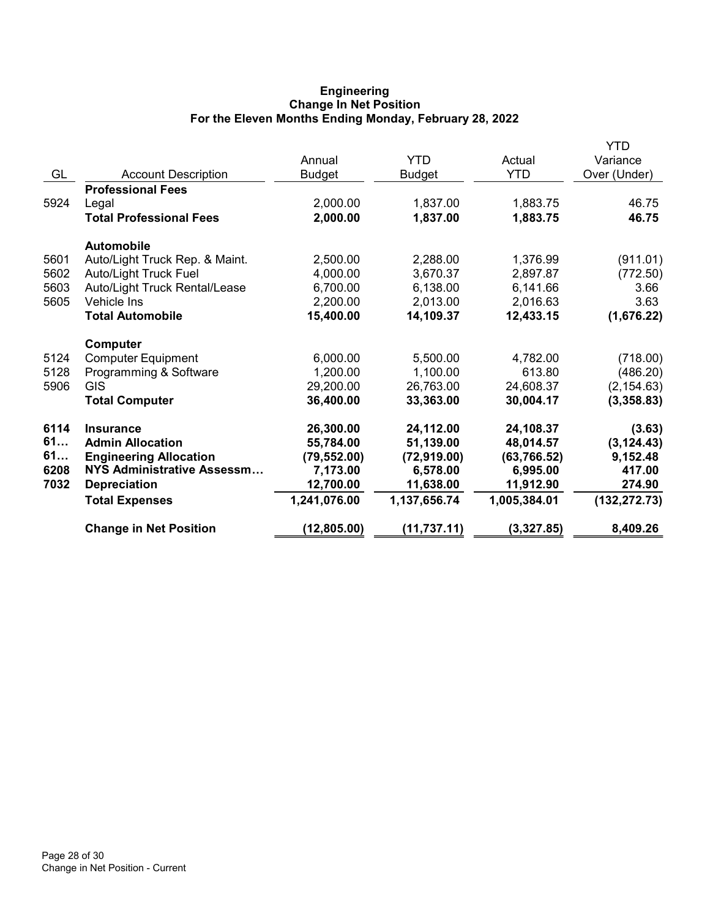# Engineering
## Change In Net Position
### For the Eleven Months Ending Monday, February 28, 2022

| GL | Account Description | Annual Budget | YTD Budget | Actual YTD | YTD Variance Over (Under) |
|---|---|---|---|---|---|
| | **Professional Fees** | | | | |
| 5924 | Legal | 2,000.00 | 1,837.00 | 1,883.75 | 46.75 |
| | **Total Professional Fees** | **2,000.00** | **1,837.00** | **1,883.75** | **46.75** |
| | **Automobile** | | | | |
| 5601 | Auto/Light Truck Rep. & Maint. | 2,500.00 | 2,288.00 | 1,376.99 | (911.01) |
| 5602 | Auto/Light Truck Fuel | 4,000.00 | 3,670.37 | 2,897.87 | (772.50) |
| 5603 | Auto/Light Truck Rental/Lease | 6,700.00 | 6,138.00 | 6,141.66 | 3.66 |
| 5605 | Vehicle Ins | 2,200.00 | 2,013.00 | 2,016.63 | 3.63 |
| | **Total Automobile** | **15,400.00** | **14,109.37** | **12,433.15** | **(1,676.22)** |
| | **Computer** | | | | |
| 5124 | Computer Equipment | 6,000.00 | 5,500.00 | 4,782.00 | (718.00) |
| 5128 | Programming & Software | 1,200.00 | 1,100.00 | 613.80 | (486.20) |
| 5906 | GIS | 29,200.00 | 26,763.00 | 24,608.37 | (2,154.63) |
| | **Total Computer** | **36,400.00** | **33,363.00** | **30,004.17** | **(3,358.83)** |
| **6114** | **Insurance** | **26,300.00** | **24,112.00** | **24,108.37** | **(3.63)** |
| **61…** | **Admin Allocation** | **55,784.00** | **51,139.00** | **48,014.57** | **(3,124.43)** |
| **61…** | **Engineering Allocation** | **(79,552.00)** | **(72,919.00)** | **(63,766.52)** | **9,152.48** |
| **6208** | **NYS Administrative Assessm…** | **7,173.00** | **6,578.00** | **6,995.00** | **417.00** |
| **7032** | **Depreciation** | **12,700.00** | **11,638.00** | **11,912.90** | **274.90** |
| | **Total Expenses** | **1,241,076.00** | **1,137,656.74** | **1,005,384.01** | **(132,272.73)** |
| | **Change in Net Position** | **(12,805.00)** | **(11,737.11)** | **(3,327.85)** | **8,409.26** |

Change in Net Position - Current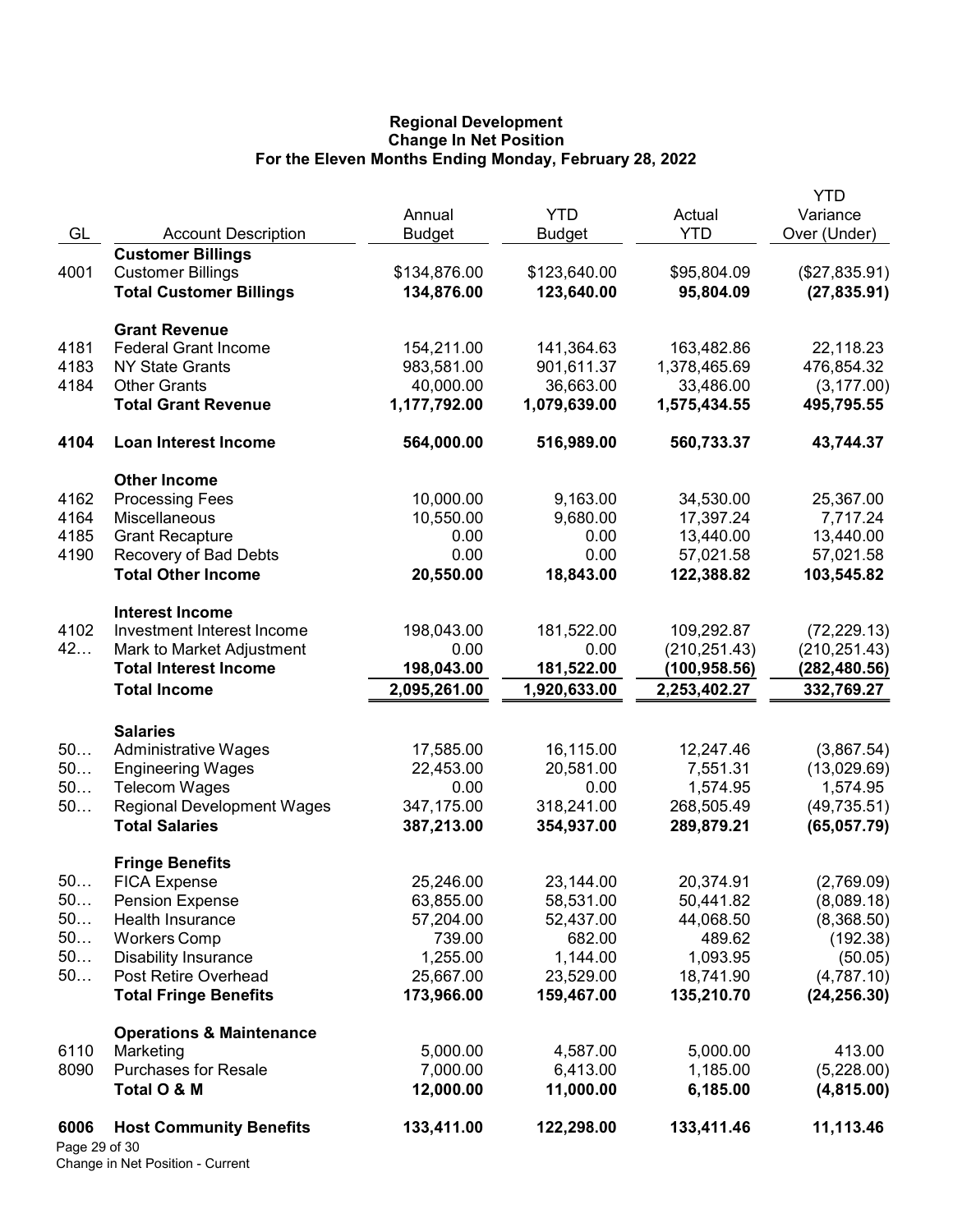# Regional Development
## Change In Net Position
### For the Eleven Months Ending Monday, February 28, 2022

| GL | Account Description | Annual Budget | YTD Budget | Actual YTD | YTD Variance Over (Under) |
|---|---|---|---|---|---|
| | **Customer Billings** | | | | |
| 4001 | Customer Billings | $134,876.00 | $123,640.00 | $95,804.09 | ($27,835.91) |
| | **Total Customer Billings** | **134,876.00** | **123,640.00** | **95,804.09** | **(27,835.91)** |
| | **Grant Revenue** | | | | |
| 4181 | Federal Grant Income | 154,211.00 | 141,364.63 | 163,482.86 | 22,118.23 |
| 4183 | NY State Grants | 983,581.00 | 901,611.37 | 1,378,465.69 | 476,854.32 |
| 4184 | Other Grants | 40,000.00 | 36,663.00 | 33,486.00 | (3,177.00) |
| | **Total Grant Revenue** | **1,177,792.00** | **1,079,639.00** | **1,575,434.55** | **495,795.55** |
| **4104** | **Loan Interest Income** | **564,000.00** | **516,989.00** | **560,733.37** | **43,744.37** |
| | **Other Income** | | | | |
| 4162 | Processing Fees | 10,000.00 | 9,163.00 | 34,530.00 | 25,367.00 |
| 4164 | Miscellaneous | 10,550.00 | 9,680.00 | 17,397.24 | 7,717.24 |
| 4185 | Grant Recapture | 0.00 | 0.00 | 13,440.00 | 13,440.00 |
| 4190 | Recovery of Bad Debts | 0.00 | 0.00 | 57,021.58 | 57,021.58 |
| | **Total Other Income** | **20,550.00** | **18,843.00** | **122,388.82** | **103,545.82** |
| | **Interest Income** | | | | |
| 4102 | Investment Interest Income | 198,043.00 | 181,522.00 | 109,292.87 | (72,229.13) |
| 42… | Mark to Market Adjustment | 0.00 | 0.00 | (210,251.43) | (210,251.43) |
| | **Total Interest Income** | **198,043.00** | **181,522.00** | **(100,958.56)** | **(282,480.56)** |
| | **Total Income** | **2,095,261.00** | **1,920,633.00** | **2,253,402.27** | **332,769.27** |
| | **Salaries** | | | | |
| 50… | Administrative Wages | 17,585.00 | 16,115.00 | 12,247.46 | (3,867.54) |
| 50… | Engineering Wages | 22,453.00 | 20,581.00 | 7,551.31 | (13,029.69) |
| 50… | Telecom Wages | 0.00 | 0.00 | 1,574.95 | 1,574.95 |
| 50… | Regional Development Wages | 347,175.00 | 318,241.00 | 268,505.49 | (49,735.51) |
| | **Total Salaries** | **387,213.00** | **354,937.00** | **289,879.21** | **(65,057.79)** |
| | **Fringe Benefits** | | | | |
| 50… | FICA Expense | 25,246.00 | 23,144.00 | 20,374.91 | (2,769.09) |
| 50… | Pension Expense | 63,855.00 | 58,531.00 | 50,441.82 | (8,089.18) |
| 50… | Health Insurance | 57,204.00 | 52,437.00 | 44,068.50 | (8,368.50) |
| 50… | Workers Comp | 739.00 | 682.00 | 489.62 | (192.38) |
| 50… | Disability Insurance | 1,255.00 | 1,144.00 | 1,093.95 | (50.05) |
| 50… | Post Retire Overhead | 25,667.00 | 23,529.00 | 18,741.90 | (4,787.10) |
| | **Total Fringe Benefits** | **173,966.00** | **159,467.00** | **135,210.70** | **(24,256.30)** |
| | **Operations & Maintenance** | | | | |
| 6110 | Marketing | 5,000.00 | 4,587.00 | 5,000.00 | 413.00 |
| 8090 | Purchases for Resale | 7,000.00 | 6,413.00 | 1,185.00 | (5,228.00) |
| | **Total O & M** | **12,000.00** | **11,000.00** | **6,185.00** | **(4,815.00)** |
| **6006** | **Host Community Benefits** | **133,411.00** | **122,298.00** | **133,411.46** | **11,113.46** |

Change in Net Position - Current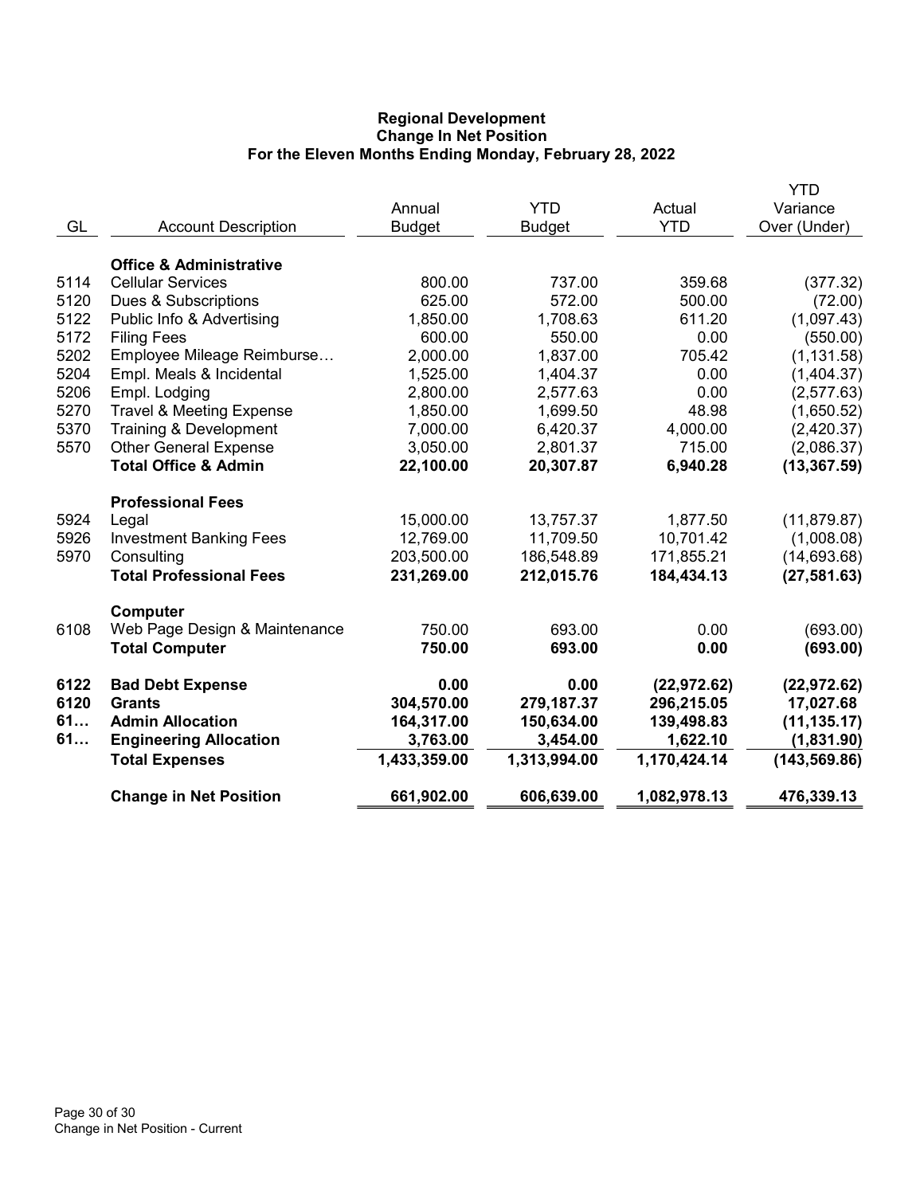# Regional Development
## Change In Net Position
### For the Eleven Months Ending Monday, February 28, 2022

| GL | Account Description | Annual Budget | YTD Budget | Actual YTD | YTD Variance Over (Under) |
|---|---|---|---|---|---|
| | **Office & Administrative** | | | | |
| 5114 | Cellular Services | 800.00 | 737.00 | 359.68 | (377.32) |
| 5120 | Dues & Subscriptions | 625.00 | 572.00 | 500.00 | (72.00) |
| 5122 | Public Info & Advertising | 1,850.00 | 1,708.63 | 611.20 | (1,097.43) |
| 5172 | Filing Fees | 600.00 | 550.00 | 0.00 | (550.00) |
| 5202 | Employee Mileage Reimburse… | 2,000.00 | 1,837.00 | 705.42 | (1,131.58) |
| 5204 | Empl. Meals & Incidental | 1,525.00 | 1,404.37 | 0.00 | (1,404.37) |
| 5206 | Empl. Lodging | 2,800.00 | 2,577.63 | 0.00 | (2,577.63) |
| 5270 | Travel & Meeting Expense | 1,850.00 | 1,699.50 | 48.98 | (1,650.52) |
| 5370 | Training & Development | 7,000.00 | 6,420.37 | 4,000.00 | (2,420.37) |
| 5570 | Other General Expense | 3,050.00 | 2,801.37 | 715.00 | (2,086.37) |
| | **Total Office & Admin** | **22,100.00** | **20,307.87** | **6,940.28** | **(13,367.59)** |
| | **Professional Fees** | | | | |
| 5924 | Legal | 15,000.00 | 13,757.37 | 1,877.50 | (11,879.87) |
| 5926 | Investment Banking Fees | 12,769.00 | 11,709.50 | 10,701.42 | (1,008.08) |
| 5970 | Consulting | 203,500.00 | 186,548.89 | 171,855.21 | (14,693.68) |
| | **Total Professional Fees** | **231,269.00** | **212,015.76** | **184,434.13** | **(27,581.63)** |
| | **Computer** | | | | |
| 6108 | Web Page Design & Maintenance | 750.00 | 693.00 | 0.00 | (693.00) |
| | **Total Computer** | **750.00** | **693.00** | **0.00** | **(693.00)** |
| **6122** | **Bad Debt Expense** | **0.00** | **0.00** | **(22,972.62)** | **(22,972.62)** |
| **6120** | **Grants** | **304,570.00** | **279,187.37** | **296,215.05** | **17,027.68** |
| **61…** | **Admin Allocation** | **164,317.00** | **150,634.00** | **139,498.83** | **(11,135.17)** |
| **61…** | **Engineering Allocation** | **3,763.00** | **3,454.00** | **1,622.10** | **(1,831.90)** |
| | **Total Expenses** | **1,433,359.00** | **1,313,994.00** | **1,170,424.14** | **(143,569.86)** |
| | **Change in Net Position** | **661,902.00** | **606,639.00** | **1,082,978.13** | **476,339.13** |

Change in Net Position - Current